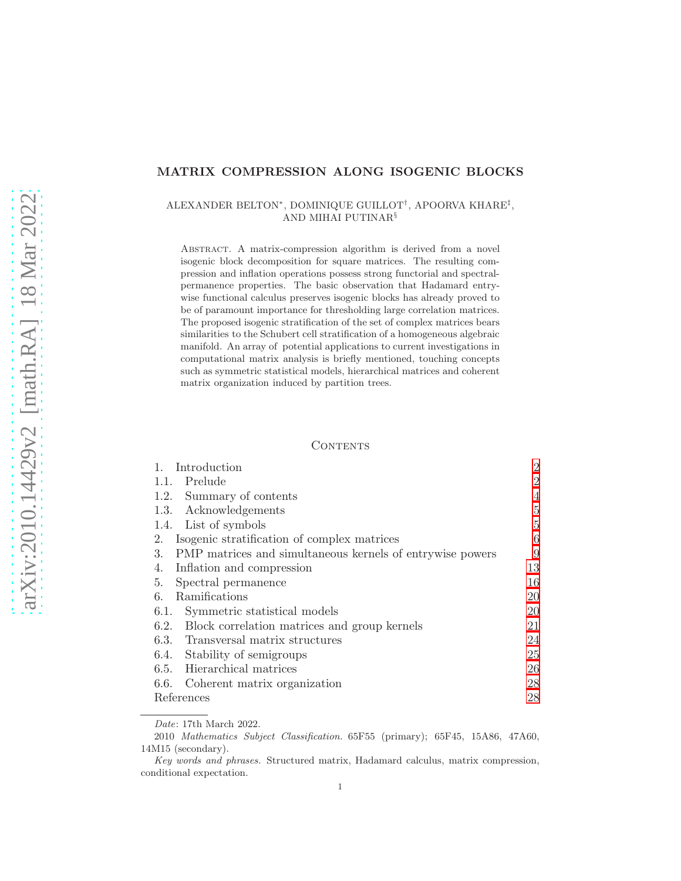# MATRIX COMPRESSION ALONG ISOGENIC BLOCKS

ALEXANDER BELTON*, DOMINIQUE GUILLOT†, APOORVA KHARE‡, AND MIHAI PUTINAR§

Abstract. A matrix-compression algorithm is derived from a novel isogenic block decomposition for square matrices. The resulting compression and inflation operations possess strong functorial and spectral-permanence properties. The basic observation that Hadamard entrywise functional calculus preserves isogenic blocks has already proved to be of paramount importance for thresholding large correlation matrices. The proposed isogenic stratification of the set of complex matrices bears similarities to the Schubert cell stratification of a homogeneous algebraic manifold. An array of potential applications to current investigations in computational matrix analysis is briefly mentioned, touching concepts such as symmetric statistical models, hierarchical matrices and coherent matrix organization induced by partition trees.

## Contents

- 1. Introduction — 2
  - 1.1. Prelude — 2
  - 1.2. Summary of contents — 4
  - 1.3. Acknowledgements — 5
  - 1.4. List of symbols — 5
- 2. Isogenic stratification of complex matrices — 6
- 3. PMP matrices and simultaneous kernels of entrywise powers — 9
- 4. Inflation and compression — 13
- 5. Spectral permanence — 16
- 6. Ramifications — 20
  - 6.1. Symmetric statistical models — 20
  - 6.2. Block correlation matrices and group kernels — 21
  - 6.3. Transversal matrix structures — 24
  - 6.4. Stability of semigroups — 25
  - 6.5. Hierarchical matrices — 26
  - 6.6. Coherent matrix organization — 28
- References — 28

*Date*: 17th March 2022.

2010 *Mathematics Subject Classification.* 65F55 (primary); 65F45, 15A86, 47A60, 14M15 (secondary).

*Key words and phrases.* Structured matrix, Hadamard calculus, matrix compression, conditional expectation.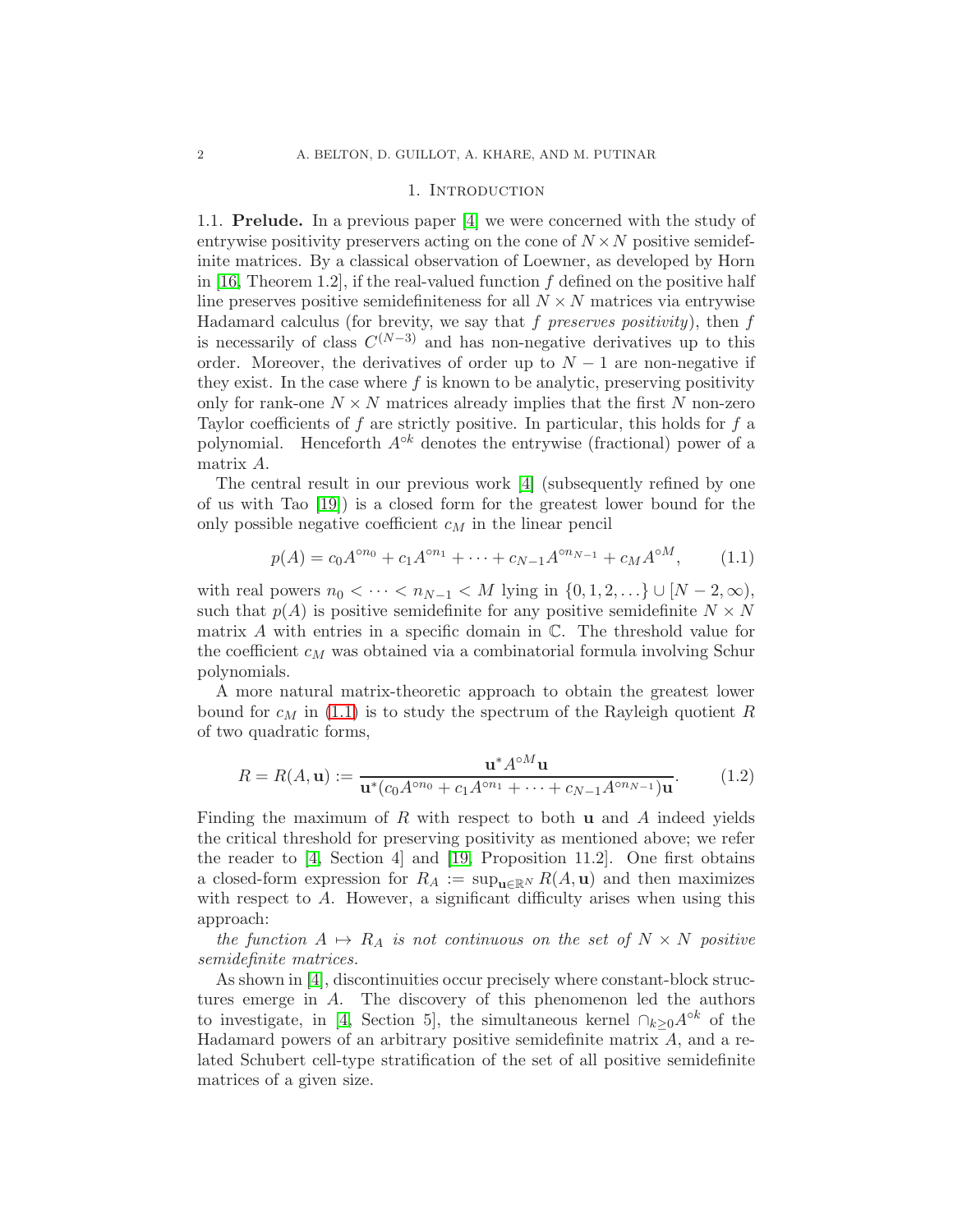## 1. Introduction

1.1. **Prelude.** In a previous paper [4] we were concerned with the study of entrywise positivity preservers acting on the cone of $N \times N$ positive semidefinite matrices. By a classical observation of Loewner, as developed by Horn in [16, Theorem 1.2], if the real-valued function $f$ defined on the positive half line preserves positive semidefiniteness for all $N \times N$ matrices via entrywise Hadamard calculus (for brevity, we say that $f$ *preserves positivity*), then $f$ is necessarily of class $C^{(N-3)}$ and has non-negative derivatives up to this order. Moreover, the derivatives of order up to $N-1$ are non-negative if they exist. In the case where $f$ is known to be analytic, preserving positivity only for rank-one $N \times N$ matrices already implies that the first $N$ non-zero Taylor coefficients of $f$ are strictly positive. In particular, this holds for $f$ a polynomial. Henceforth $A^{\circ k}$ denotes the entrywise (fractional) power of a matrix $A$.

The central result in our previous work [4] (subsequently refined by one of us with Tao [19]) is a closed form for the greatest lower bound for the only possible negative coefficient $c_M$ in the linear pencil

$$p(A) = c_0 A^{\circ n_0} + c_1 A^{\circ n_1} + \cdots + c_{N-1} A^{\circ n_{N-1}} + c_M A^{\circ M}, \tag{1.1}$$

with real powers $n_0 < \cdots < n_{N-1} < M$ lying in $\{0, 1, 2, \dots\} \cup [N-2, \infty)$, such that $p(A)$ is positive semidefinite for any positive semidefinite $N \times N$ matrix $A$ with entries in a specific domain in $\mathbb{C}$. The threshold value for the coefficient $c_M$ was obtained via a combinatorial formula involving Schur polynomials.

A more natural matrix-theoretic approach to obtain the greatest lower bound for $c_M$ in (1.1) is to study the spectrum of the Rayleigh quotient $R$ of two quadratic forms,

$$R = R(A, \mathbf{u}) := \frac{\mathbf{u}^* A^{\circ M} \mathbf{u}}{\mathbf{u}^* (c_0 A^{\circ n_0} + c_1 A^{\circ n_1} + \cdots + c_{N-1} A^{\circ n_{N-1}}) \mathbf{u}}. \tag{1.2}$$

Finding the maximum of $R$ with respect to both $\mathbf{u}$ and $A$ indeed yields the critical threshold for preserving positivity as mentioned above; we refer the reader to [4, Section 4] and [19, Proposition 11.2]. One first obtains a closed-form expression for $R_A := \sup_{\mathbf{u} \in \mathbb{R}^N} R(A, \mathbf{u})$ and then maximizes with respect to $A$. However, a significant difficulty arises when using this approach:

*the function $A \mapsto R_A$ is not continuous on the set of $N \times N$ positive semidefinite matrices.*

As shown in [4], discontinuities occur precisely where constant-block structures emerge in $A$. The discovery of this phenomenon led the authors to investigate, in [4, Section 5], the simultaneous kernel $\cap_{k \geq 0} A^{\circ k}$ of the Hadamard powers of an arbitrary positive semidefinite matrix $A$, and a related Schubert cell-type stratification of the set of all positive semidefinite matrices of a given size.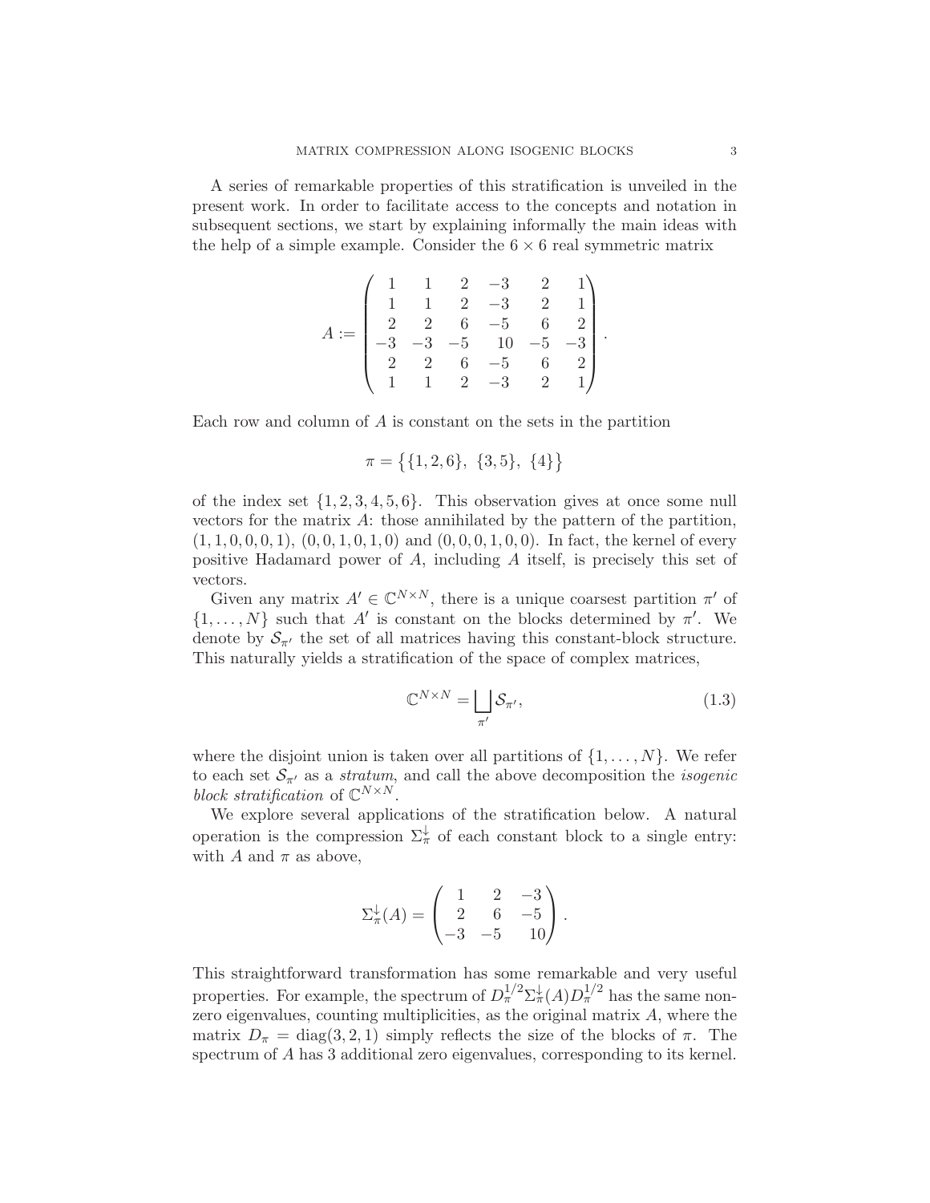A series of remarkable properties of this stratification is unveiled in the present work. In order to facilitate access to the concepts and notation in subsequent sections, we start by explaining informally the main ideas with the help of a simple example. Consider the $6 \times 6$ real symmetric matrix

$$
A := \begin{pmatrix} 1 & 1 & 2 & -3 & 2 & 1 \\ 1 & 1 & 2 & -3 & 2 & 1 \\ 2 & 2 & 6 & -5 & 6 & 2 \\ -3 & -3 & -5 & 10 & -5 & -3 \\ 2 & 2 & 6 & -5 & 6 & 2 \\ 1 & 1 & 2 & -3 & 2 & 1 \end{pmatrix}.
$$

Each row and column of $A$ is constant on the sets in the partition

$$
\pi = \big\{ \{1,2,6\},\ \{3,5\},\ \{4\} \big\}
$$

of the index set $\{1,2,3,4,5,6\}$. This observation gives at once some null vectors for the matrix $A$: those annihilated by the pattern of the partition, $(1,1,0,0,0,1)$, $(0,0,1,0,1,0)$ and $(0,0,0,1,0,0)$. In fact, the kernel of every positive Hadamard power of $A$, including $A$ itself, is precisely this set of vectors.

Given any matrix $A' \in \mathbb{C}^{N \times N}$, there is a unique coarsest partition $\pi'$ of $\{1, \ldots, N\}$ such that $A'$ is constant on the blocks determined by $\pi'$. We denote by $\mathcal{S}_{\pi'}$ the set of all matrices having this constant-block structure. This naturally yields a stratification of the space of complex matrices,

$$
\mathbb{C}^{N \times N} = \bigsqcup_{\pi'} \mathcal{S}_{\pi'}, \tag{1.3}
$$

where the disjoint union is taken over all partitions of $\{1, \ldots, N\}$. We refer to each set $\mathcal{S}_{\pi'}$ as a *stratum*, and call the above decomposition the *isogenic block stratification* of $\mathbb{C}^{N \times N}$.

We explore several applications of the stratification below. A natural operation is the compression $\Sigma_\pi^\downarrow$ of each constant block to a single entry: with $A$ and $\pi$ as above,

$$
\Sigma_\pi^\downarrow(A) = \begin{pmatrix} 1 & 2 & -3 \\ 2 & 6 & -5 \\ -3 & -5 & 10 \end{pmatrix}.
$$

This straightforward transformation has some remarkable and very useful properties. For example, the spectrum of $D_\pi^{1/2} \Sigma_\pi^\downarrow(A) D_\pi^{1/2}$ has the same non-zero eigenvalues, counting multiplicities, as the original matrix $A$, where the matrix $D_\pi = \operatorname{diag}(3,2,1)$ simply reflects the size of the blocks of $\pi$. The spectrum of $A$ has 3 additional zero eigenvalues, corresponding to its kernel.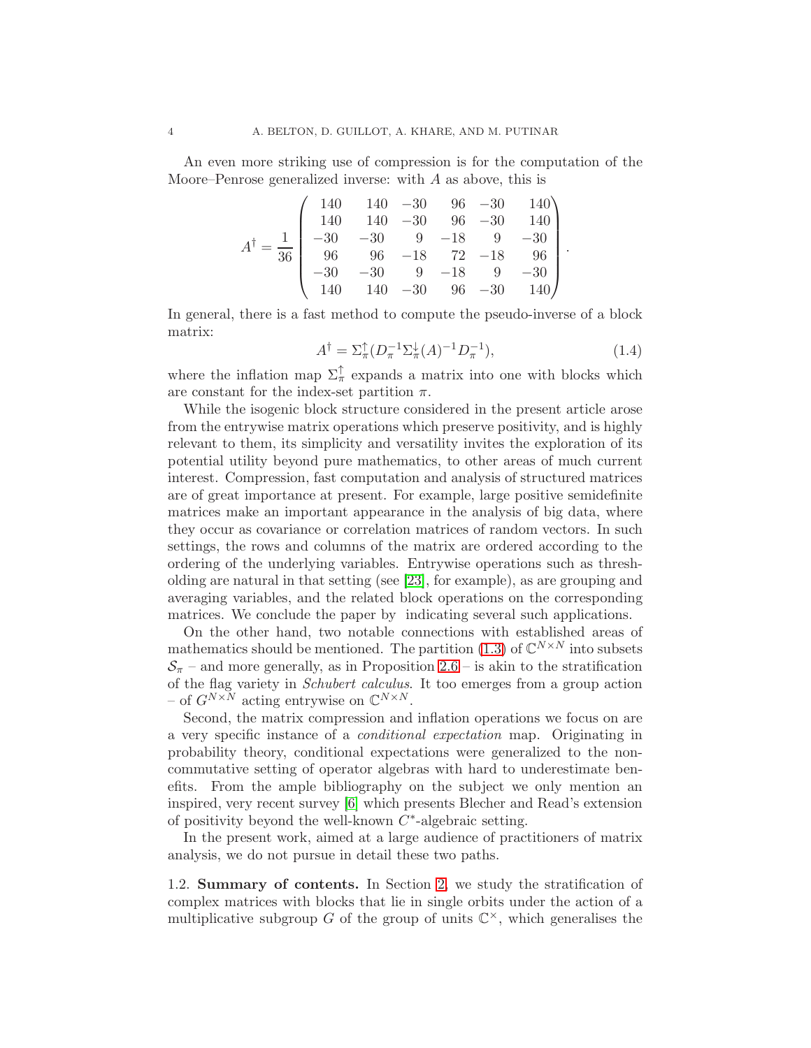An even more striking use of compression is for the computation of the Moore–Penrose generalized inverse: with $A$ as above, this is

$$A^\dagger = \frac{1}{36} \begin{pmatrix} 140 & 140 & -30 & 96 & -30 & 140 \\ 140 & 140 & -30 & 96 & -30 & 140 \\ -30 & -30 & 9 & -18 & 9 & -30 \\ 96 & 96 & -18 & 72 & -18 & 96 \\ -30 & -30 & 9 & -18 & 9 & -30 \\ 140 & 140 & -30 & 96 & -30 & 140 \end{pmatrix}.$$

In general, there is a fast method to compute the pseudo-inverse of a block matrix:

$$A^\dagger = \Sigma_\pi^\uparrow (D_\pi^{-1} \Sigma_\pi^\downarrow (A)^{-1} D_\pi^{-1}), \tag{1.4}$$

where the inflation map $\Sigma_\pi^\uparrow$ expands a matrix into one with blocks which are constant for the index-set partition $\pi$.

While the isogenic block structure considered in the present article arose from the entrywise matrix operations which preserve positivity, and is highly relevant to them, its simplicity and versatility invites the exploration of its potential utility beyond pure mathematics, to other areas of much current interest. Compression, fast computation and analysis of structured matrices are of great importance at present. For example, large positive semidefinite matrices make an important appearance in the analysis of big data, where they occur as covariance or correlation matrices of random vectors. In such settings, the rows and columns of the matrix are ordered according to the ordering of the underlying variables. Entrywise operations such as thresholding are natural in that setting (see [23], for example), as are grouping and averaging variables, and the related block operations on the corresponding matrices. We conclude the paper by indicating several such applications.

On the other hand, two notable connections with established areas of mathematics should be mentioned. The partition (1.3) of $\mathbb{C}^{N \times N}$ into subsets $\mathcal{S}_\pi$ – and more generally, as in Proposition 2.6 – is akin to the stratification of the flag variety in *Schubert calculus*. It too emerges from a group action – of $G^{N \times N}$ acting entrywise on $\mathbb{C}^{N \times N}$.

Second, the matrix compression and inflation operations we focus on are a very specific instance of a *conditional expectation* map. Originating in probability theory, conditional expectations were generalized to the non-commutative setting of operator algebras with hard to underestimate benefits. From the ample bibliography on the subject we only mention an inspired, very recent survey [6] which presents Blecher and Read's extension of positivity beyond the well-known $C^*$-algebraic setting.

In the present work, aimed at a large audience of practitioners of matrix analysis, we do not pursue in detail these two paths.

1.2. **Summary of contents.** In Section 2, we study the stratification of complex matrices with blocks that lie in single orbits under the action of a multiplicative subgroup $G$ of the group of units $\mathbb{C}^\times$, which generalises the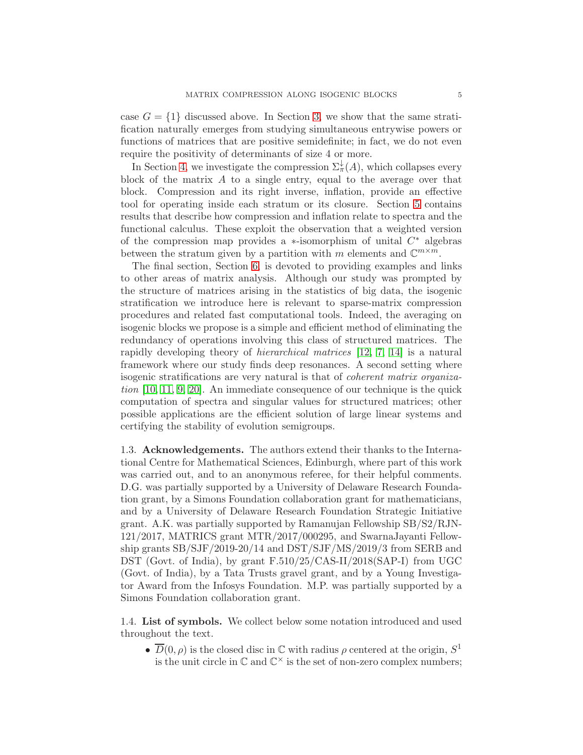case $G = \{1\}$ discussed above. In Section 3, we show that the same stratification naturally emerges from studying simultaneous entrywise powers or functions of matrices that are positive semidefinite; in fact, we do not even require the positivity of determinants of size 4 or more.

In Section 4, we investigate the compression $\Sigma_\pi^\downarrow(A)$, which collapses every block of the matrix $A$ to a single entry, equal to the average over that block. Compression and its right inverse, inflation, provide an effective tool for operating inside each stratum or its closure. Section 5 contains results that describe how compression and inflation relate to spectra and the functional calculus. These exploit the observation that a weighted version of the compression map provides a $*$-isomorphism of unital $C^*$ algebras between the stratum given by a partition with $m$ elements and $\mathbb{C}^{m \times m}$.

The final section, Section 6, is devoted to providing examples and links to other areas of matrix analysis. Although our study was prompted by the structure of matrices arising in the statistics of big data, the isogenic stratification we introduce here is relevant to sparse-matrix compression procedures and related fast computational tools. Indeed, the averaging on isogenic blocks we propose is a simple and efficient method of eliminating the redundancy of operations involving this class of structured matrices. The rapidly developing theory of *hierarchical matrices* [12, 7, 14] is a natural framework where our study finds deep resonances. A second setting where isogenic stratifications are very natural is that of *coherent matrix organization* [10, 11, 9, 20]. An immediate consequence of our technique is the quick computation of spectra and singular values for structured matrices; other possible applications are the efficient solution of large linear systems and certifying the stability of evolution semigroups.

### 1.3. Acknowledgements.

The authors extend their thanks to the International Centre for Mathematical Sciences, Edinburgh, where part of this work was carried out, and to an anonymous referee, for their helpful comments. D.G. was partially supported by a University of Delaware Research Foundation grant, by a Simons Foundation collaboration grant for mathematicians, and by a University of Delaware Research Foundation Strategic Initiative grant. A.K. was partially supported by Ramanujan Fellowship SB/S2/RJN-121/2017, MATRICS grant MTR/2017/000295, and SwarnaJayanti Fellowship grants SB/SJF/2019-20/14 and DST/SJF/MS/2019/3 from SERB and DST (Govt. of India), by grant F.510/25/CAS-II/2018(SAP-I) from UGC (Govt. of India), by a Tata Trusts gravel grant, and by a Young Investigator Award from the Infosys Foundation. M.P. was partially supported by a Simons Foundation collaboration grant.

### 1.4. List of symbols.

We collect below some notation introduced and used throughout the text.

- $\overline{D}(0, \rho)$ is the closed disc in $\mathbb{C}$ with radius $\rho$ centered at the origin, $S^1$ is the unit circle in $\mathbb{C}$ and $\mathbb{C}^\times$ is the set of non-zero complex numbers;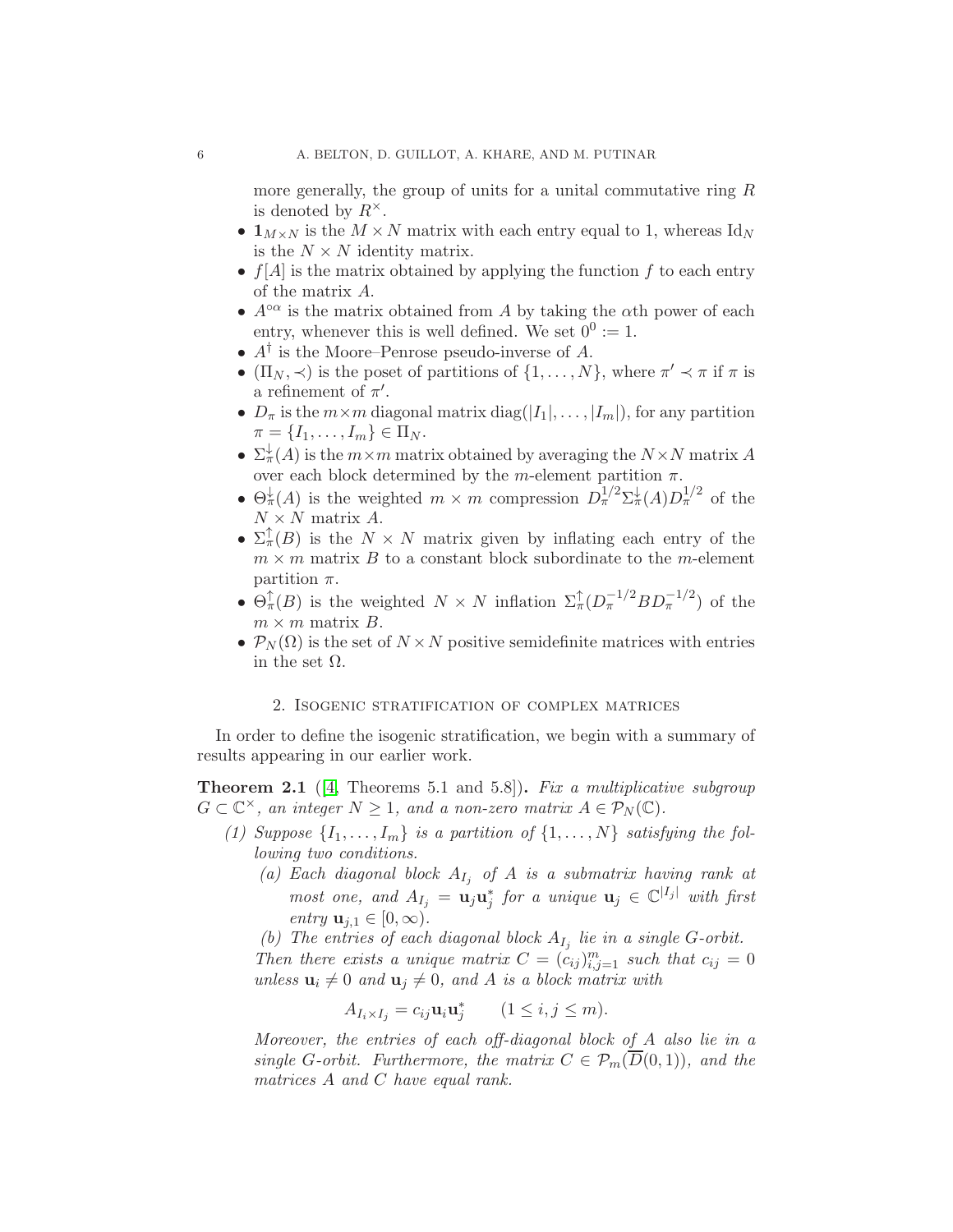more generally, the group of units for a unital commutative ring $R$ is denoted by $R^\times$.

- $\mathbf{1}_{M\times N}$ is the $M \times N$ matrix with each entry equal to 1, whereas $\mathrm{Id}_N$ is the $N \times N$ identity matrix.
- $f[A]$ is the matrix obtained by applying the function $f$ to each entry of the matrix $A$.
- $A^{\circ\alpha}$ is the matrix obtained from $A$ by taking the $\alpha$th power of each entry, whenever this is well defined. We set $0^0 := 1$.
- $A^\dagger$ is the Moore–Penrose pseudo-inverse of $A$.
- $(\Pi_N, \prec)$ is the poset of partitions of $\{1, \ldots, N\}$, where $\pi' \prec \pi$ if $\pi$ is a refinement of $\pi'$.
- $D_\pi$ is the $m\times m$ diagonal matrix $\mathrm{diag}(|I_1|, \ldots, |I_m|)$, for any partition $\pi = \{I_1, \ldots, I_m\} \in \Pi_N$.
- $\Sigma_\pi^\downarrow(A)$ is the $m\times m$ matrix obtained by averaging the $N\times N$ matrix $A$ over each block determined by the $m$-element partition $\pi$.
- $\Theta_\pi^\downarrow(A)$ is the weighted $m \times m$ compression $D_\pi^{1/2}\Sigma_\pi^\downarrow(A)D_\pi^{1/2}$ of the $N \times N$ matrix $A$.
- $\Sigma_\pi^\uparrow(B)$ is the $N \times N$ matrix given by inflating each entry of the $m \times m$ matrix $B$ to a constant block subordinate to the $m$-element partition $\pi$.
- $\Theta_\pi^\uparrow(B)$ is the weighted $N \times N$ inflation $\Sigma_\pi^\uparrow(D_\pi^{-1/2}BD_\pi^{-1/2})$ of the $m \times m$ matrix $B$.
- $\mathcal{P}_N(\Omega)$ is the set of $N\times N$ positive semidefinite matrices with entries in the set $\Omega$.

## 2. Isogenic stratification of complex matrices

In order to define the isogenic stratification, we begin with a summary of results appearing in our earlier work.

**Theorem 2.1** ([4, Theorems 5.1 and 5.8]). *Fix a multiplicative subgroup $G \subset \mathbb{C}^\times$, an integer $N \geq 1$, and a non-zero matrix $A \in \mathcal{P}_N(\mathbb{C})$.*

*(1) Suppose $\{I_1, \ldots, I_m\}$ is a partition of $\{1, \ldots, N\}$ satisfying the following two conditions.*

*(a) Each diagonal block $A_{I_j}$ of $A$ is a submatrix having rank at most one, and $A_{I_j} = \mathbf{u}_j\mathbf{u}_j^*$ for a unique $\mathbf{u}_j \in \mathbb{C}^{|I_j|}$ with first entry $\mathbf{u}_{j,1} \in [0,\infty)$.*

*(b) The entries of each diagonal block $A_{I_j}$ lie in a single $G$-orbit.*

*Then there exists a unique matrix $C = (c_{ij})_{i,j=1}^m$ such that $c_{ij} = 0$ unless $\mathbf{u}_i \neq 0$ and $\mathbf{u}_j \neq 0$, and $A$ is a block matrix with*

$$A_{I_i\times I_j} = c_{ij}\mathbf{u}_i\mathbf{u}_j^* \qquad (1 \leq i, j \leq m).$$

*Moreover, the entries of each off-diagonal block of $A$ also lie in a single $G$-orbit. Furthermore, the matrix $C \in \mathcal{P}_m(\overline{D}(0,1))$, and the matrices $A$ and $C$ have equal rank.*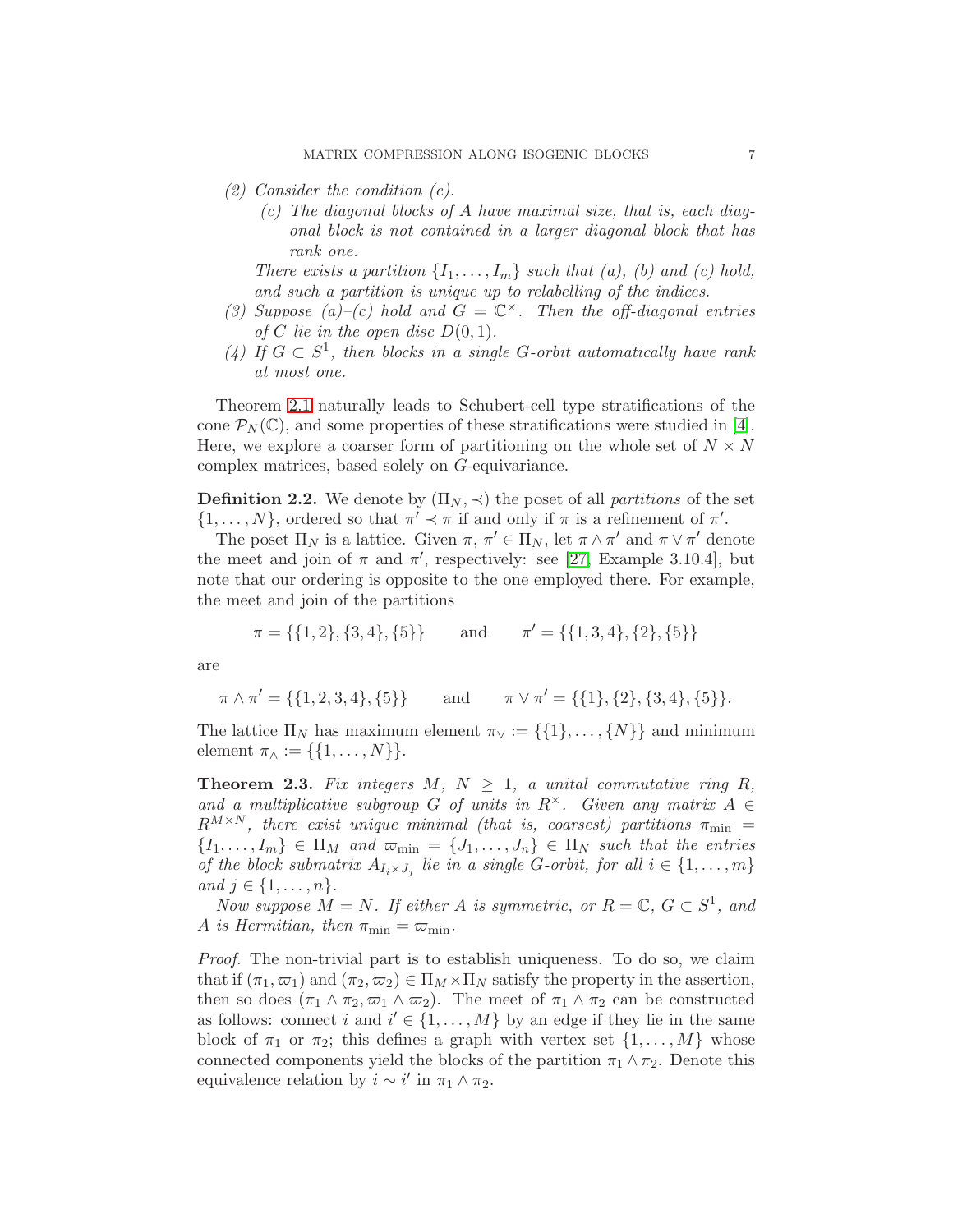(2) *Consider the condition (c).*

   (c) *The diagonal blocks of $A$ have maximal size, that is, each diagonal block is not contained in a larger diagonal block that has rank one.*

   *There exists a partition $\{I_1, \ldots, I_m\}$ such that (a), (b) and (c) hold, and such a partition is unique up to relabelling of the indices.*

(3) *Suppose (a)–(c) hold and $G = \mathbb{C}^\times$. Then the off-diagonal entries of $C$ lie in the open disc $D(0,1)$.*

(4) *If $G \subset S^1$, then blocks in a single $G$-orbit automatically have rank at most one.*

Theorem 2.1 naturally leads to Schubert-cell type stratifications of the cone $\mathcal{P}_N(\mathbb{C})$, and some properties of these stratifications were studied in [4]. Here, we explore a coarser form of partitioning on the whole set of $N \times N$ complex matrices, based solely on $G$-equivariance.

**Definition 2.2.** We denote by $(\Pi_N, \prec)$ the poset of all *partitions* of the set $\{1, \ldots, N\}$, ordered so that $\pi' \prec \pi$ if and only if $\pi$ is a refinement of $\pi'$.

The poset $\Pi_N$ is a lattice. Given $\pi$, $\pi' \in \Pi_N$, let $\pi \wedge \pi'$ and $\pi \vee \pi'$ denote the meet and join of $\pi$ and $\pi'$, respectively: see [27, Example 3.10.4], but note that our ordering is opposite to the one employed there. For example, the meet and join of the partitions

$$\pi = \{\{1,2\},\{3,4\},\{5\}\} \qquad \text{and} \qquad \pi' = \{\{1,3,4\},\{2\},\{5\}\}$$

are

$$\pi \wedge \pi' = \{\{1,2,3,4\},\{5\}\} \qquad \text{and} \qquad \pi \vee \pi' = \{\{1\},\{2\},\{3,4\},\{5\}\}.$$

The lattice $\Pi_N$ has maximum element $\pi_\vee := \{\{1\}, \ldots, \{N\}\}$ and minimum element $\pi_\wedge := \{\{1, \ldots, N\}\}$.

**Theorem 2.3.** *Fix integers $M$, $N \geq 1$, a unital commutative ring $R$, and a multiplicative subgroup $G$ of units in $R^\times$. Given any matrix $A \in R^{M \times N}$, there exist unique minimal (that is, coarsest) partitions $\pi_{\min} = \{I_1, \ldots, I_m\} \in \Pi_M$ and $\varpi_{\min} = \{J_1, \ldots, J_n\} \in \Pi_N$ such that the entries of the block submatrix $A_{I_i \times J_j}$ lie in a single $G$-orbit, for all $i \in \{1, \ldots, m\}$ and $j \in \{1, \ldots, n\}$.*

*Now suppose $M = N$. If either $A$ is symmetric, or $R = \mathbb{C}$, $G \subset S^1$, and $A$ is Hermitian, then $\pi_{\min} = \varpi_{\min}$.*

*Proof.* The non-trivial part is to establish uniqueness. To do so, we claim that if $(\pi_1, \varpi_1)$ and $(\pi_2, \varpi_2) \in \Pi_M \times \Pi_N$ satisfy the property in the assertion, then so does $(\pi_1 \wedge \pi_2, \varpi_1 \wedge \varpi_2)$. The meet of $\pi_1 \wedge \pi_2$ can be constructed as follows: connect $i$ and $i' \in \{1, \ldots, M\}$ by an edge if they lie in the same block of $\pi_1$ or $\pi_2$; this defines a graph with vertex set $\{1, \ldots, M\}$ whose connected components yield the blocks of the partition $\pi_1 \wedge \pi_2$. Denote this equivalence relation by $i \sim i'$ in $\pi_1 \wedge \pi_2$.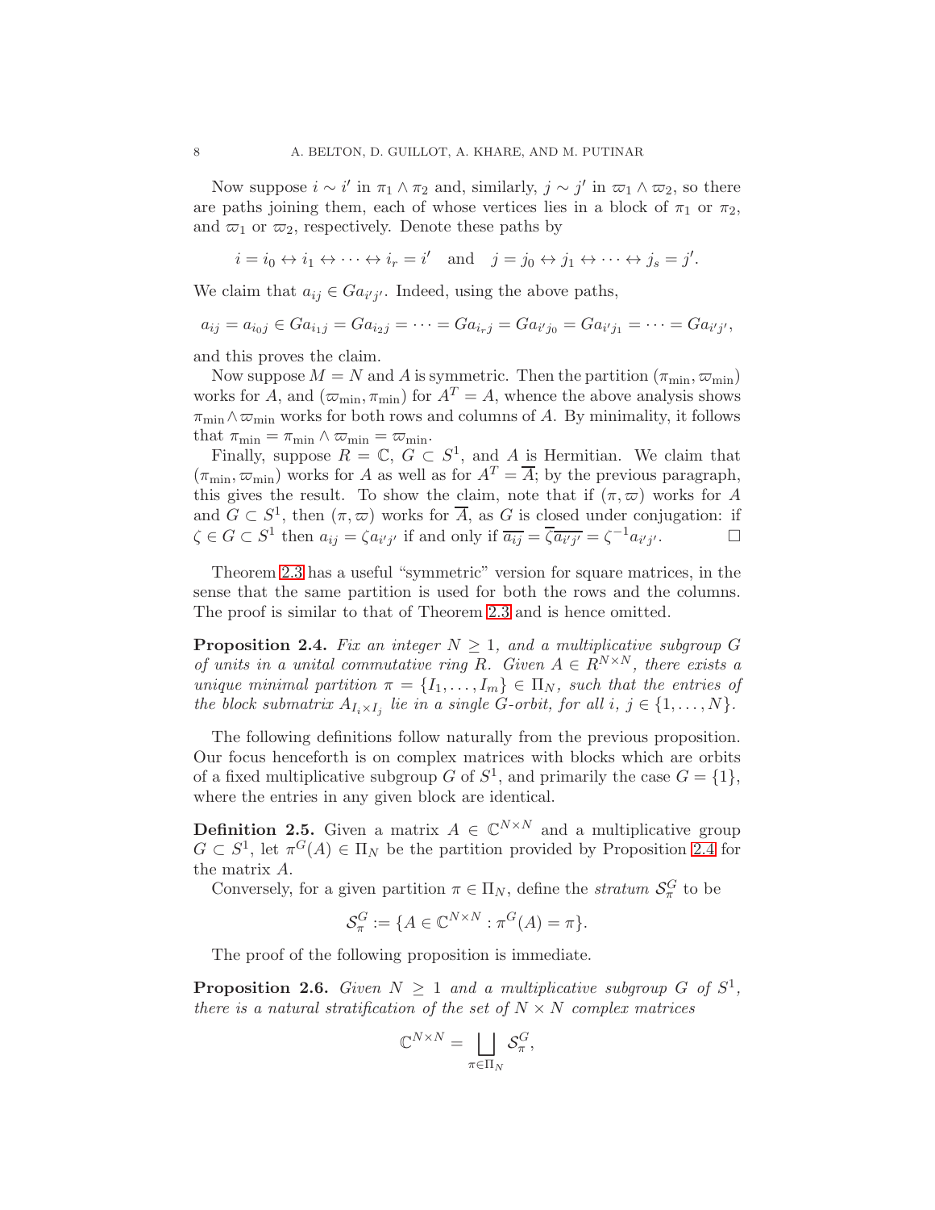Now suppose $i \sim i'$ in $\pi_1 \wedge \pi_2$ and, similarly, $j \sim j'$ in $\varpi_1 \wedge \varpi_2$, so there are paths joining them, each of whose vertices lies in a block of $\pi_1$ or $\pi_2$, and $\varpi_1$ or $\varpi_2$, respectively. Denote these paths by

$$i = i_0 \leftrightarrow i_1 \leftrightarrow \cdots \leftrightarrow i_r = i' \quad \text{and} \quad j = j_0 \leftrightarrow j_1 \leftrightarrow \cdots \leftrightarrow j_s = j'.$$

We claim that $a_{ij} \in Ga_{i'j'}$. Indeed, using the above paths,

$$a_{ij} = a_{i_0 j} \in Ga_{i_1 j} = Ga_{i_2 j} = \cdots = Ga_{i_r j} = Ga_{i' j_0} = Ga_{i' j_1} = \cdots = Ga_{i'j'},$$

and this proves the claim.

Now suppose $M = N$ and $A$ is symmetric. Then the partition $(\pi_{\min}, \varpi_{\min})$ works for $A$, and $(\varpi_{\min}, \pi_{\min})$ for $A^T = A$, whence the above analysis shows $\pi_{\min} \wedge \varpi_{\min}$ works for both rows and columns of $A$. By minimality, it follows that $\pi_{\min} = \pi_{\min} \wedge \varpi_{\min} = \varpi_{\min}$.

Finally, suppose $R = \mathbb{C}$, $G \subset S^1$, and $A$ is Hermitian. We claim that $(\pi_{\min}, \varpi_{\min})$ works for $A$ as well as for $A^T = \overline{A}$; by the previous paragraph, this gives the result. To show the claim, note that if $(\pi, \varpi)$ works for $A$ and $G \subset S^1$, then $(\pi, \varpi)$ works for $\overline{A}$, as $G$ is closed under conjugation: if $\zeta \in G \subset S^1$ then $a_{ij} = \zeta a_{i'j'}$ if and only if $\overline{a_{ij}} = \overline{\zeta}\,\overline{a_{i'j'}} = \zeta^{-1} a_{i'j'}$. □

Theorem 2.3 has a useful "symmetric" version for square matrices, in the sense that the same partition is used for both the rows and the columns. The proof is similar to that of Theorem 2.3 and is hence omitted.

**Proposition 2.4.** *Fix an integer $N \geq 1$, and a multiplicative subgroup $G$ of units in a unital commutative ring $R$. Given $A \in R^{N \times N}$, there exists a unique minimal partition $\pi = \{I_1, \ldots, I_m\} \in \Pi_N$, such that the entries of the block submatrix $A_{I_i \times I_j}$ lie in a single $G$-orbit, for all $i, j \in \{1, \ldots, N\}$.*

The following definitions follow naturally from the previous proposition. Our focus henceforth is on complex matrices with blocks which are orbits of a fixed multiplicative subgroup $G$ of $S^1$, and primarily the case $G = \{1\}$, where the entries in any given block are identical.

**Definition 2.5.** Given a matrix $A \in \mathbb{C}^{N \times N}$ and a multiplicative group $G \subset S^1$, let $\pi^G(A) \in \Pi_N$ be the partition provided by Proposition 2.4 for the matrix $A$.

Conversely, for a given partition $\pi \in \Pi_N$, define the *stratum* $\mathcal{S}_\pi^G$ to be

$$\mathcal{S}_\pi^G := \{A \in \mathbb{C}^{N \times N} : \pi^G(A) = \pi\}.$$

The proof of the following proposition is immediate.

**Proposition 2.6.** *Given $N \geq 1$ and a multiplicative subgroup $G$ of $S^1$, there is a natural stratification of the set of $N \times N$ complex matrices*

$$\mathbb{C}^{N \times N} = \bigsqcup_{\pi \in \Pi_N} \mathcal{S}_\pi^G,$$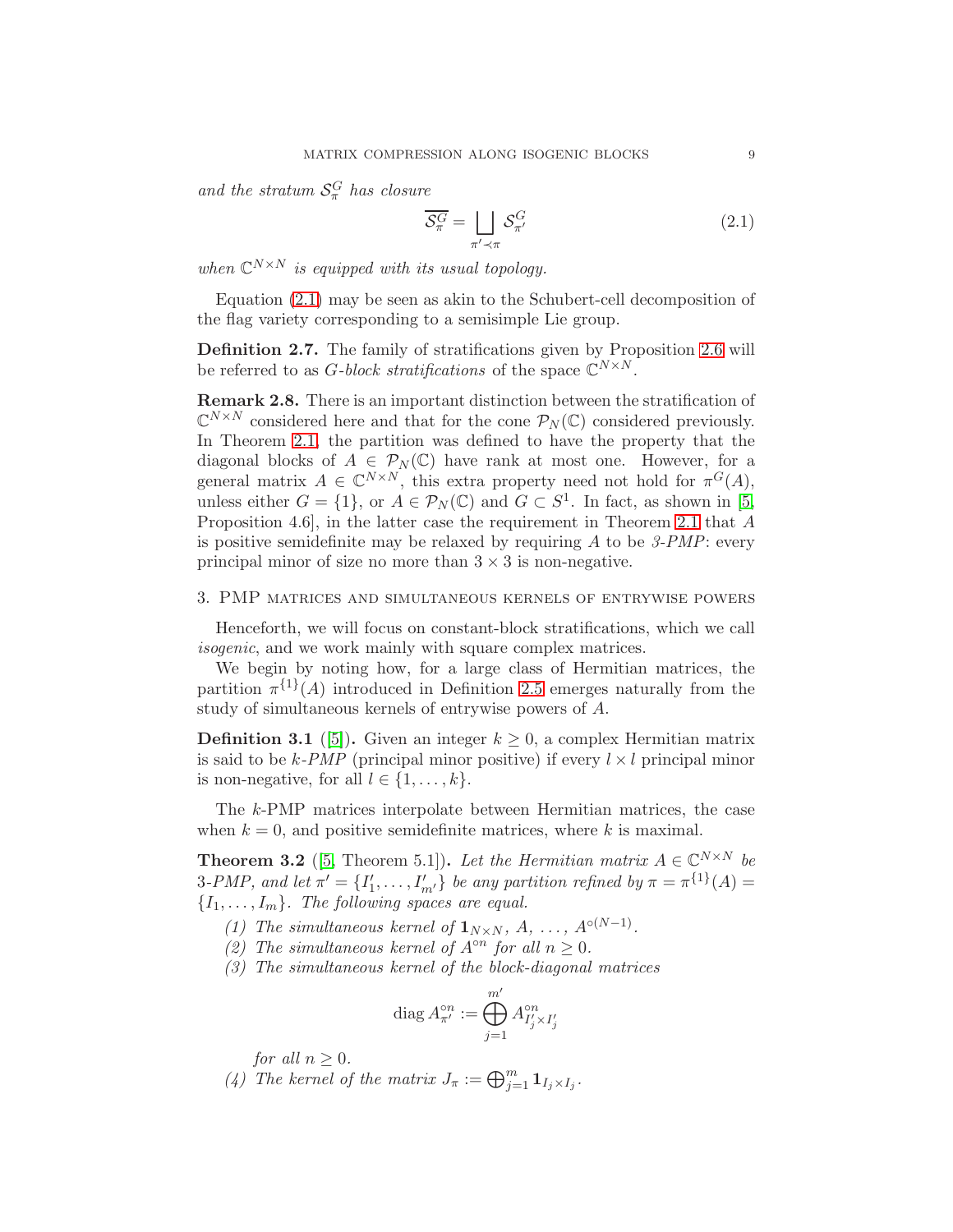*and the stratum $\mathcal{S}^G_\pi$ has closure*

$$\overline{\mathcal{S}^G_\pi} = \bigsqcup_{\pi' \prec \pi} \mathcal{S}^G_{\pi'} \tag{2.1}$$

*when $\mathbb{C}^{N\times N}$ is equipped with its usual topology.*

Equation (2.1) may be seen as akin to the Schubert-cell decomposition of the flag variety corresponding to a semisimple Lie group.

**Definition 2.7.** The family of stratifications given by Proposition 2.6 will be referred to as *$G$-block stratifications* of the space $\mathbb{C}^{N\times N}$.

**Remark 2.8.** There is an important distinction between the stratification of $\mathbb{C}^{N\times N}$ considered here and that for the cone $\mathcal{P}_N(\mathbb{C})$ considered previously. In Theorem 2.1 the partition was defined to have the property that the diagonal blocks of $A \in \mathcal{P}_N(\mathbb{C})$ have rank at most one. However, for a general matrix $A \in \mathbb{C}^{N\times N}$, this extra property need not hold for $\pi^G(A)$, unless either $G = \{1\}$, or $A \in \mathcal{P}_N(\mathbb{C})$ and $G \subset S^1$. In fact, as shown in [5, Proposition 4.6], in the latter case the requirement in Theorem 2.1 that $A$ is positive semidefinite may be relaxed by requiring $A$ to be *3-PMP*: every principal minor of size no more than $3 \times 3$ is non-negative.

## 3. PMP matrices and simultaneous kernels of entrywise powers

Henceforth, we will focus on constant-block stratifications, which we call *isogenic*, and we work mainly with square complex matrices.

We begin by noting how, for a large class of Hermitian matrices, the partition $\pi^{\{1\}}(A)$ introduced in Definition 2.5 emerges naturally from the study of simultaneous kernels of entrywise powers of $A$.

**Definition 3.1** ([5]). Given an integer $k \geq 0$, a complex Hermitian matrix is said to be *$k$-PMP* (principal minor positive) if every $l \times l$ principal minor is non-negative, for all $l \in \{1, \ldots, k\}$.

The $k$-PMP matrices interpolate between Hermitian matrices, the case when $k = 0$, and positive semidefinite matrices, where $k$ is maximal.

**Theorem 3.2** ([5, Theorem 5.1]). *Let the Hermitian matrix $A \in \mathbb{C}^{N\times N}$ be 3-PMP, and let $\pi' = \{I'_1, \ldots, I'_{m'}\}$ be any partition refined by $\pi = \pi^{\{1\}}(A) = \{I_1, \ldots, I_m\}$. The following spaces are equal.*

1. *The simultaneous kernel of $\mathbf{1}_{N\times N}$, $A$, $\ldots$, $A^{\circ(N-1)}$.*
2. *The simultaneous kernel of $A^{\circ n}$ for all $n \geq 0$.*
3. *The simultaneous kernel of the block-diagonal matrices*

$$\operatorname{diag} A^{\circ n}_{\pi'} := \bigoplus_{j=1}^{m'} A^{\circ n}_{I'_j \times I'_j}$$

   *for all $n \geq 0$.*

4. *The kernel of the matrix $J_\pi := \bigoplus_{j=1}^{m} \mathbf{1}_{I_j \times I_j}$.*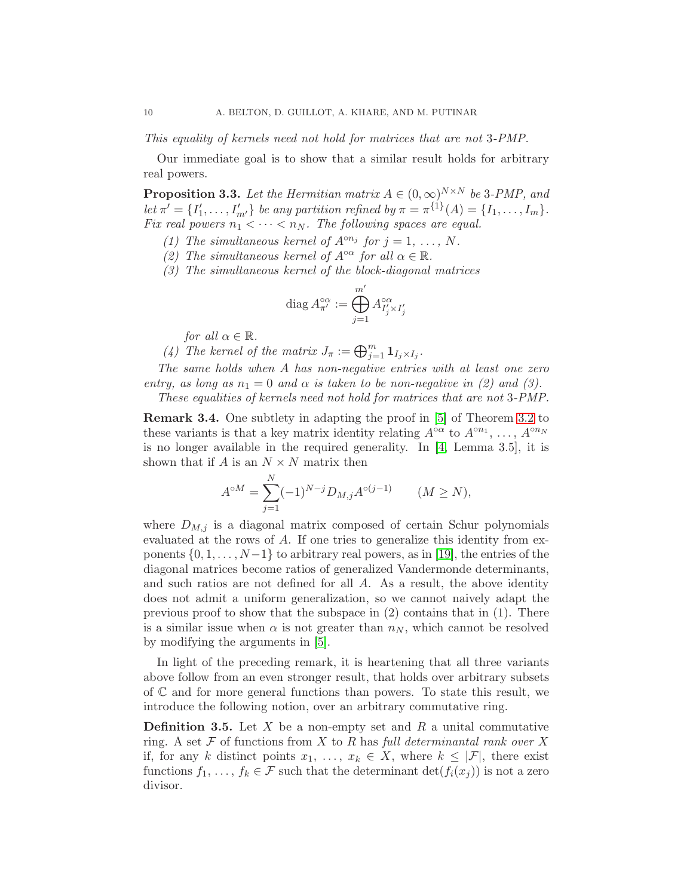*This equality of kernels need not hold for matrices that are not* 3*-PMP.*

Our immediate goal is to show that a similar result holds for arbitrary real powers.

**Proposition 3.3.** *Let the Hermitian matrix $A \in (0,\infty)^{N\times N}$ be* 3*-PMP, and let $\pi' = \{I'_1, \ldots, I'_{m'}\}$ be any partition refined by $\pi = \pi^{\{1\}}(A) = \{I_1, \ldots, I_m\}$. Fix real powers $n_1 < \cdots < n_N$. The following spaces are equal.*

1. *The simultaneous kernel of $A^{\circ n_j}$ for $j = 1, \ldots, N$.*
2. *The simultaneous kernel of $A^{\circ\alpha}$ for all $\alpha \in \mathbb{R}$.*
3. *The simultaneous kernel of the block-diagonal matrices*
$$\operatorname{diag} A^{\circ\alpha}_{\pi'} := \bigoplus_{j=1}^{m'} A^{\circ\alpha}_{I'_j \times I'_j}$$
*for all $\alpha \in \mathbb{R}$.*
4. *The kernel of the matrix $J_\pi := \bigoplus_{j=1}^{m} \mathbf{1}_{I_j\times I_j}$.*

*The same holds when $A$ has non-negative entries with at least one zero entry, as long as $n_1 = 0$ and $\alpha$ is taken to be non-negative in (2) and (3).*

*These equalities of kernels need not hold for matrices that are not* 3*-PMP.*

**Remark 3.4.** One subtlety in adapting the proof in [5] of Theorem 3.2 to these variants is that a key matrix identity relating $A^{\circ\alpha}$ to $A^{\circ n_1}, \ldots, A^{\circ n_N}$ is no longer available in the required generality. In [4, Lemma 3.5], it is shown that if $A$ is an $N \times N$ matrix then

$$A^{\circ M} = \sum_{j=1}^{N} (-1)^{N-j} D_{M,j} A^{\circ(j-1)} \qquad (M \geq N),$$

where $D_{M,j}$ is a diagonal matrix composed of certain Schur polynomials evaluated at the rows of $A$. If one tries to generalize this identity from exponents $\{0, 1, \ldots, N-1\}$ to arbitrary real powers, as in [19], the entries of the diagonal matrices become ratios of generalized Vandermonde determinants, and such ratios are not defined for all $A$. As a result, the above identity does not admit a uniform generalization, so we cannot naively adapt the previous proof to show that the subspace in (2) contains that in (1). There is a similar issue when $\alpha$ is not greater than $n_N$, which cannot be resolved by modifying the arguments in [5].

In light of the preceding remark, it is heartening that all three variants above follow from an even stronger result, that holds over arbitrary subsets of $\mathbb{C}$ and for more general functions than powers. To state this result, we introduce the following notion, over an arbitrary commutative ring.

**Definition 3.5.** Let $X$ be a non-empty set and $R$ a unital commutative ring. A set $\mathcal{F}$ of functions from $X$ to $R$ has *full determinantal rank over $X$* if, for any $k$ distinct points $x_1, \ldots, x_k \in X$, where $k \leq |\mathcal{F}|$, there exist functions $f_1, \ldots, f_k \in \mathcal{F}$ such that the determinant $\det(f_i(x_j))$ is not a zero divisor.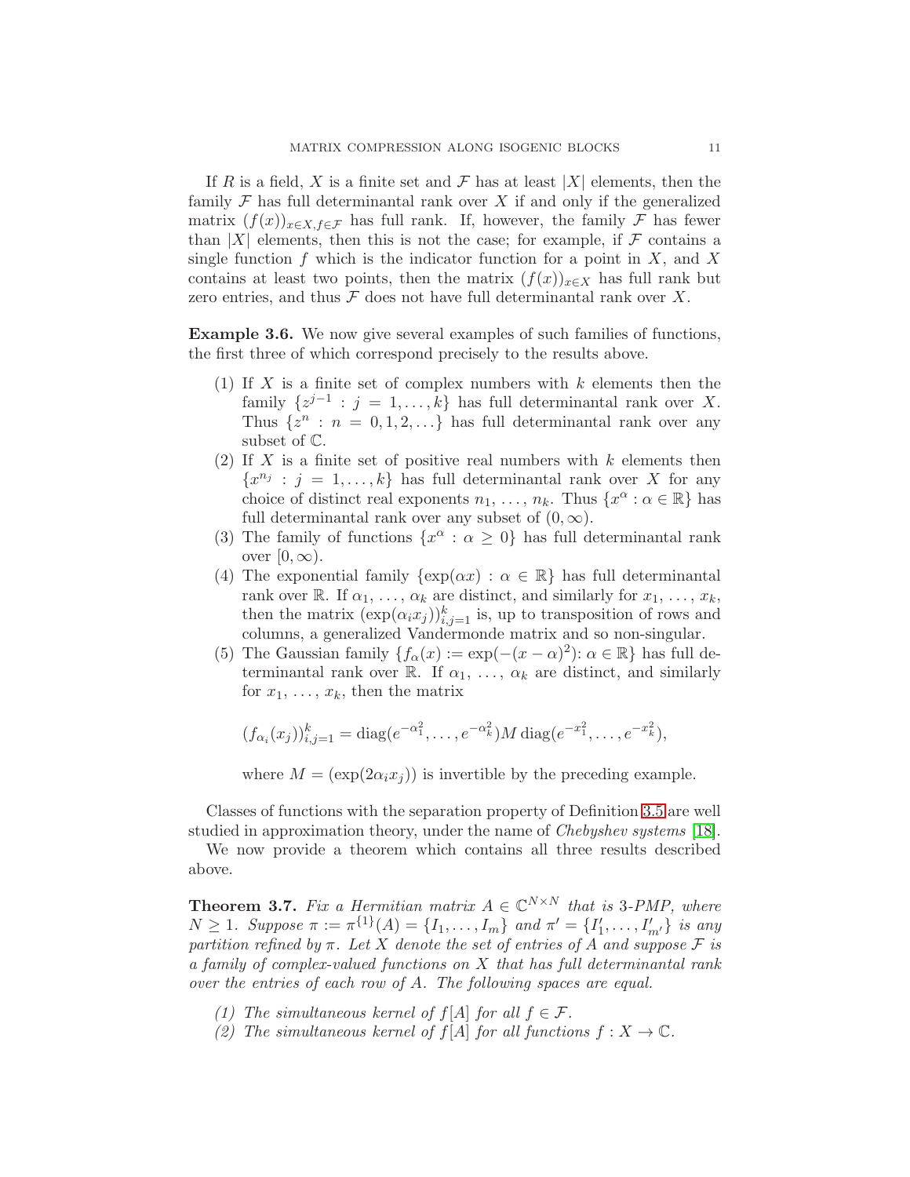If $R$ is a field, $X$ is a finite set and $\mathcal{F}$ has at least $|X|$ elements, then the family $\mathcal{F}$ has full determinantal rank over $X$ if and only if the generalized matrix $(f(x))_{x\in X, f\in\mathcal{F}}$ has full rank. If, however, the family $\mathcal{F}$ has fewer than $|X|$ elements, then this is not the case; for example, if $\mathcal{F}$ contains a single function $f$ which is the indicator function for a point in $X$, and $X$ contains at least two points, then the matrix $(f(x))_{x\in X}$ has full rank but zero entries, and thus $\mathcal{F}$ does not have full determinantal rank over $X$.

**Example 3.6.** We now give several examples of such families of functions, the first three of which correspond precisely to the results above.

1. If $X$ is a finite set of complex numbers with $k$ elements then the family $\{z^{j-1} : j = 1, \ldots, k\}$ has full determinantal rank over $X$. Thus $\{z^n : n = 0, 1, 2, \ldots\}$ has full determinantal rank over any subset of $\mathbb{C}$.
2. If $X$ is a finite set of positive real numbers with $k$ elements then $\{x^{n_j} : j = 1, \ldots, k\}$ has full determinantal rank over $X$ for any choice of distinct real exponents $n_1, \ldots, n_k$. Thus $\{x^\alpha : \alpha \in \mathbb{R}\}$ has full determinantal rank over any subset of $(0, \infty)$.
3. The family of functions $\{x^\alpha : \alpha \geq 0\}$ has full determinantal rank over $[0, \infty)$.
4. The exponential family $\{\exp(\alpha x) : \alpha \in \mathbb{R}\}$ has full determinantal rank over $\mathbb{R}$. If $\alpha_1, \ldots, \alpha_k$ are distinct, and similarly for $x_1, \ldots, x_k$, then the matrix $(\exp(\alpha_i x_j))_{i,j=1}^k$ is, up to transposition of rows and columns, a generalized Vandermonde matrix and so non-singular.
5. The Gaussian family $\{f_\alpha(x) := \exp(-(x-\alpha)^2) \colon \alpha \in \mathbb{R}\}$ has full determinantal rank over $\mathbb{R}$. If $\alpha_1, \ldots, \alpha_k$ are distinct, and similarly for $x_1, \ldots, x_k$, then the matrix

$$(f_{\alpha_i}(x_j))_{i,j=1}^k = \operatorname{diag}(e^{-\alpha_1^2}, \ldots, e^{-\alpha_k^2}) M \operatorname{diag}(e^{-x_1^2}, \ldots, e^{-x_k^2}),$$

   where $M = (\exp(2\alpha_i x_j))$ is invertible by the preceding example.

Classes of functions with the separation property of Definition 3.5 are well studied in approximation theory, under the name of *Chebyshev systems* [18].

We now provide a theorem which contains all three results described above.

**Theorem 3.7.** *Fix a Hermitian matrix $A \in \mathbb{C}^{N\times N}$ that is 3-PMP, where $N \geq 1$. Suppose $\pi := \pi^{\{1\}}(A) = \{I_1, \ldots, I_m\}$ and $\pi' = \{I'_1, \ldots, I'_{m'}\}$ is any partition refined by $\pi$. Let $X$ denote the set of entries of $A$ and suppose $\mathcal{F}$ is a family of complex-valued functions on $X$ that has full determinantal rank over the entries of each row of $A$. The following spaces are equal.*

1. *The simultaneous kernel of $f[A]$ for all $f \in \mathcal{F}$.*
2. *The simultaneous kernel of $f[A]$ for all functions $f : X \to \mathbb{C}$.*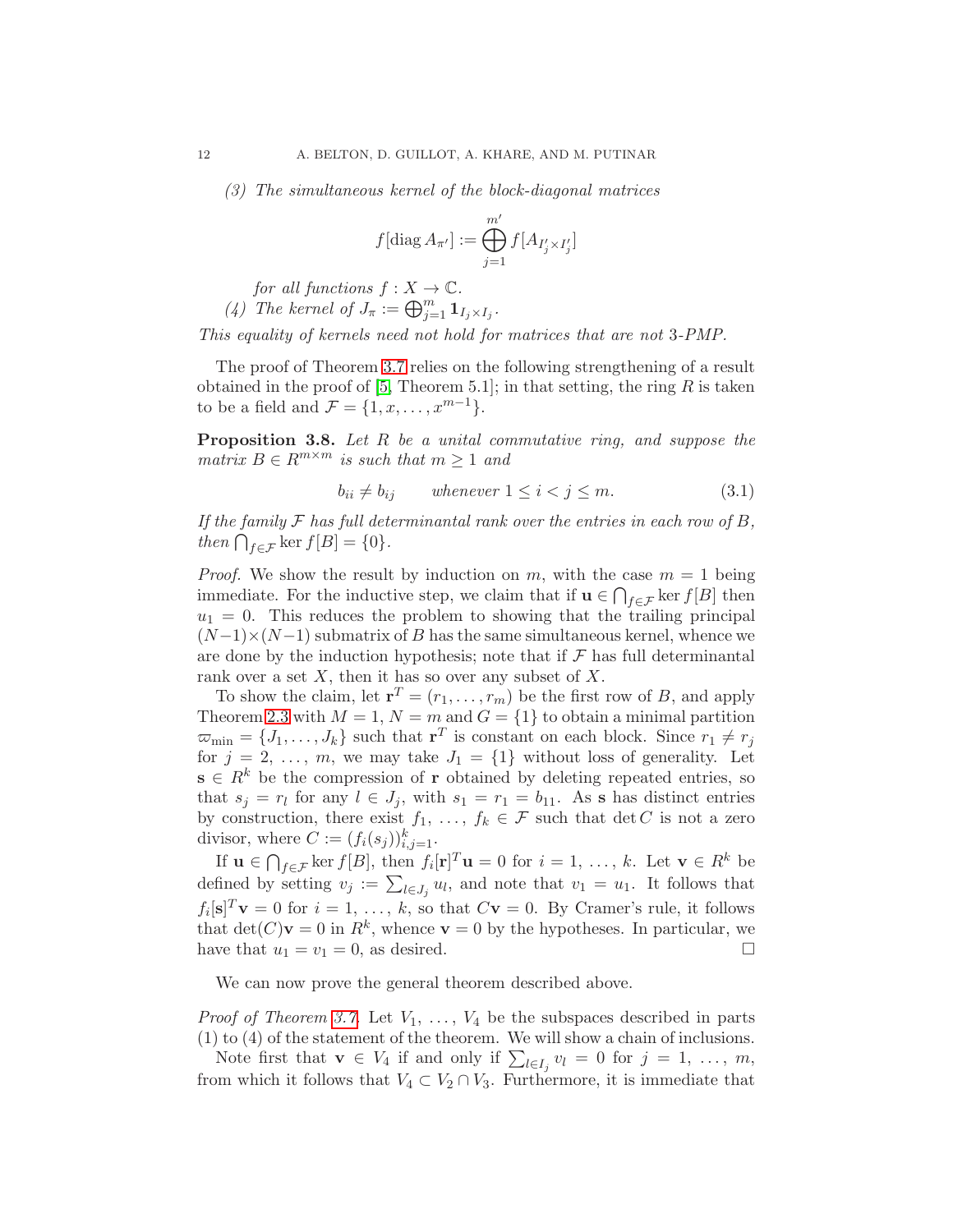*(3) The simultaneous kernel of the block-diagonal matrices*

$$f[\operatorname{diag} A_{\pi'}] := \bigoplus_{j=1}^{m'} f[A_{I'_j \times I'_j}]$$

*for all functions $f : X \to \mathbb{C}$.*

*(4) The kernel of $J_\pi := \bigoplus_{j=1}^{m} \mathbf{1}_{I_j \times I_j}$.*

*This equality of kernels need not hold for matrices that are not 3-PMP.*

The proof of Theorem 3.7 relies on the following strengthening of a result obtained in the proof of [5, Theorem 5.1]; in that setting, the ring $R$ is taken to be a field and $\mathcal{F} = \{1, x, \dots, x^{m-1}\}$.

**Proposition 3.8.** *Let $R$ be a unital commutative ring, and suppose the matrix $B \in R^{m \times m}$ is such that $m \geq 1$ and*

$$b_{ii} \neq b_{ij} \qquad \text{whenever } 1 \leq i < j \leq m. \tag{3.1}$$

*If the family $\mathcal{F}$ has full determinantal rank over the entries in each row of $B$, then $\bigcap_{f \in \mathcal{F}} \ker f[B] = \{0\}$.*

*Proof.* We show the result by induction on $m$, with the case $m = 1$ being immediate. For the inductive step, we claim that if $\mathbf{u} \in \bigcap_{f \in \mathcal{F}} \ker f[B]$ then $u_1 = 0$. This reduces the problem to showing that the trailing principal $(N-1) \times (N-1)$ submatrix of $B$ has the same simultaneous kernel, whence we are done by the induction hypothesis; note that if $\mathcal{F}$ has full determinantal rank over a set $X$, then it has so over any subset of $X$.

To show the claim, let $\mathbf{r}^T = (r_1, \dots, r_m)$ be the first row of $B$, and apply Theorem 2.3 with $M = 1$, $N = m$ and $G = \{1\}$ to obtain a minimal partition $\varpi_{\min} = \{J_1, \dots, J_k\}$ such that $\mathbf{r}^T$ is constant on each block. Since $r_1 \neq r_j$ for $j = 2, \dots, m$, we may take $J_1 = \{1\}$ without loss of generality. Let $\mathbf{s} \in R^k$ be the compression of $\mathbf{r}$ obtained by deleting repeated entries, so that $s_j = r_l$ for any $l \in J_j$, with $s_1 = r_1 = b_{11}$. As $\mathbf{s}$ has distinct entries by construction, there exist $f_1, \dots, f_k \in \mathcal{F}$ such that $\det C$ is not a zero divisor, where $C := (f_i(s_j))_{i,j=1}^k$.

If $\mathbf{u} \in \bigcap_{f \in \mathcal{F}} \ker f[B]$, then $f_i[\mathbf{r}]^T \mathbf{u} = 0$ for $i = 1, \dots, k$. Let $\mathbf{v} \in R^k$ be defined by setting $v_j := \sum_{l \in J_j} u_l$, and note that $v_1 = u_1$. It follows that $f_i[\mathbf{s}]^T \mathbf{v} = 0$ for $i = 1, \dots, k$, so that $C\mathbf{v} = 0$. By Cramer's rule, it follows that $\det(C)\mathbf{v} = 0$ in $R^k$, whence $\mathbf{v} = 0$ by the hypotheses. In particular, we have that $u_1 = v_1 = 0$, as desired. $\square$

We can now prove the general theorem described above.

*Proof of Theorem 3.7.* Let $V_1, \dots, V_4$ be the subspaces described in parts (1) to (4) of the statement of the theorem. We will show a chain of inclusions.

Note first that $\mathbf{v} \in V_4$ if and only if $\sum_{l \in I_j} v_l = 0$ for $j = 1, \dots, m$, from which it follows that $V_4 \subset V_2 \cap V_3$. Furthermore, it is immediate that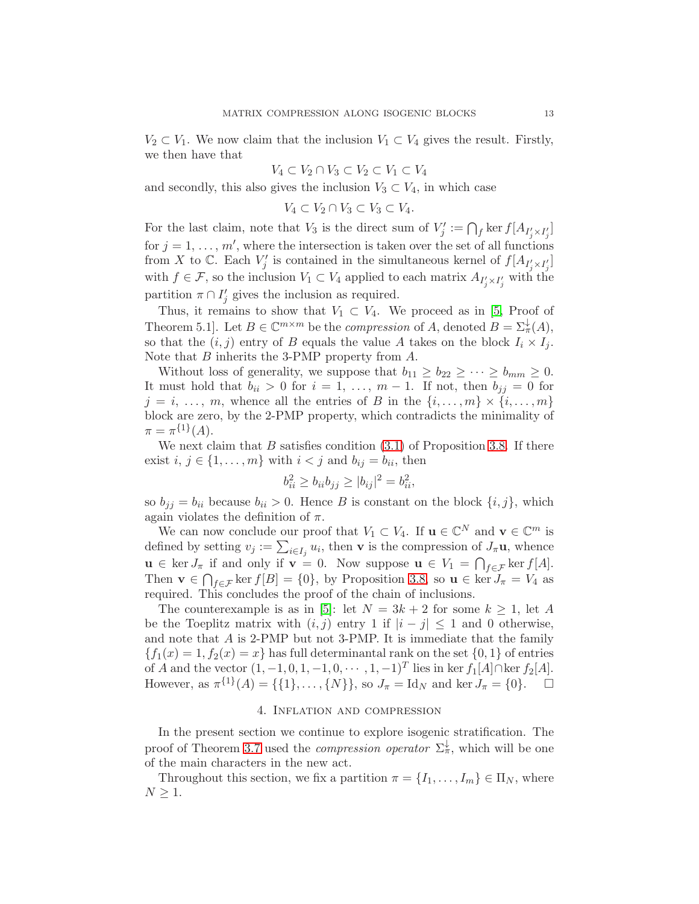$V_2 \subset V_1$. We now claim that the inclusion $V_1 \subset V_4$ gives the result. Firstly, we then have that

$$V_4 \subset V_2 \cap V_3 \subset V_2 \subset V_1 \subset V_4$$

and secondly, this also gives the inclusion $V_3 \subset V_4$, in which case

$$V_4 \subset V_2 \cap V_3 \subset V_3 \subset V_4.$$

For the last claim, note that $V_3$ is the direct sum of $V_j' := \bigcap_f \ker f[A_{I_j' \times I_j'}]$ for $j = 1, \ldots, m'$, where the intersection is taken over the set of all functions from $X$ to $\mathbb{C}$. Each $V_j'$ is contained in the simultaneous kernel of $f[A_{I_j' \times I_j'}]$ with $f \in \mathcal{F}$, so the inclusion $V_1 \subset V_4$ applied to each matrix $A_{I_j' \times I_j'}$ with the partition $\pi \cap I_j'$ gives the inclusion as required.

Thus, it remains to show that $V_1 \subset V_4$. We proceed as in [5, Proof of Theorem 5.1]. Let $B \in \mathbb{C}^{m \times m}$ be the *compression* of $A$, denoted $B = \Sigma_\pi^\downarrow(A)$, so that the $(i,j)$ entry of $B$ equals the value $A$ takes on the block $I_i \times I_j$. Note that $B$ inherits the 3-PMP property from $A$.

Without loss of generality, we suppose that $b_{11} \geq b_{22} \geq \cdots \geq b_{mm} \geq 0$. It must hold that $b_{ii} > 0$ for $i = 1, \ldots, m-1$. If not, then $b_{jj} = 0$ for $j = i, \ldots, m$, whence all the entries of $B$ in the $\{i, \ldots, m\} \times \{i, \ldots, m\}$ block are zero, by the 2-PMP property, which contradicts the minimality of $\pi = \pi^{\{1\}}(A)$.

We next claim that $B$ satisfies condition (3.1) of Proposition 3.8. If there exist $i, j \in \{1, \ldots, m\}$ with $i < j$ and $b_{ij} = b_{ii}$, then

$$b_{ii}^2 \geq b_{ii} b_{jj} \geq |b_{ij}|^2 = b_{ii}^2,$$

so $b_{jj} = b_{ii}$ because $b_{ii} > 0$. Hence $B$ is constant on the block $\{i, j\}$, which again violates the definition of $\pi$.

We can now conclude our proof that $V_1 \subset V_4$. If $\mathbf{u} \in \mathbb{C}^N$ and $\mathbf{v} \in \mathbb{C}^m$ is defined by setting $v_j := \sum_{i \in I_j} u_i$, then $\mathbf{v}$ is the compression of $J_\pi \mathbf{u}$, whence $\mathbf{u} \in \ker J_\pi$ if and only if $\mathbf{v} = 0$. Now suppose $\mathbf{u} \in V_1 = \bigcap_{f \in \mathcal{F}} \ker f[A]$. Then $\mathbf{v} \in \bigcap_{f \in \mathcal{F}} \ker f[B] = \{0\}$, by Proposition 3.8, so $\mathbf{u} \in \ker J_\pi = V_4$ as required. This concludes the proof of the chain of inclusions.

The counterexample is as in [5]: let $N = 3k + 2$ for some $k \geq 1$, let $A$ be the Toeplitz matrix with $(i,j)$ entry 1 if $|i - j| \leq 1$ and 0 otherwise, and note that $A$ is 2-PMP but not 3-PMP. It is immediate that the family $\{f_1(x) = 1, f_2(x) = x\}$ has full determinantal rank on the set $\{0, 1\}$ of entries of $A$ and the vector $(1, -1, 0, 1, -1, 0, \cdots, 1, -1)^T$ lies in $\ker f_1[A] \cap \ker f_2[A]$. However, as $\pi^{\{1\}}(A) = \{\{1\}, \ldots, \{N\}\}$, so $J_\pi = \mathrm{Id}_N$ and $\ker J_\pi = \{0\}$. $\square$

## 4. Inflation and compression

In the present section we continue to explore isogenic stratification. The proof of Theorem 3.7 used the *compression operator* $\Sigma_\pi^\downarrow$, which will be one of the main characters in the new act.

Throughout this section, we fix a partition $\pi = \{I_1, \ldots, I_m\} \in \Pi_N$, where $N \geq 1$.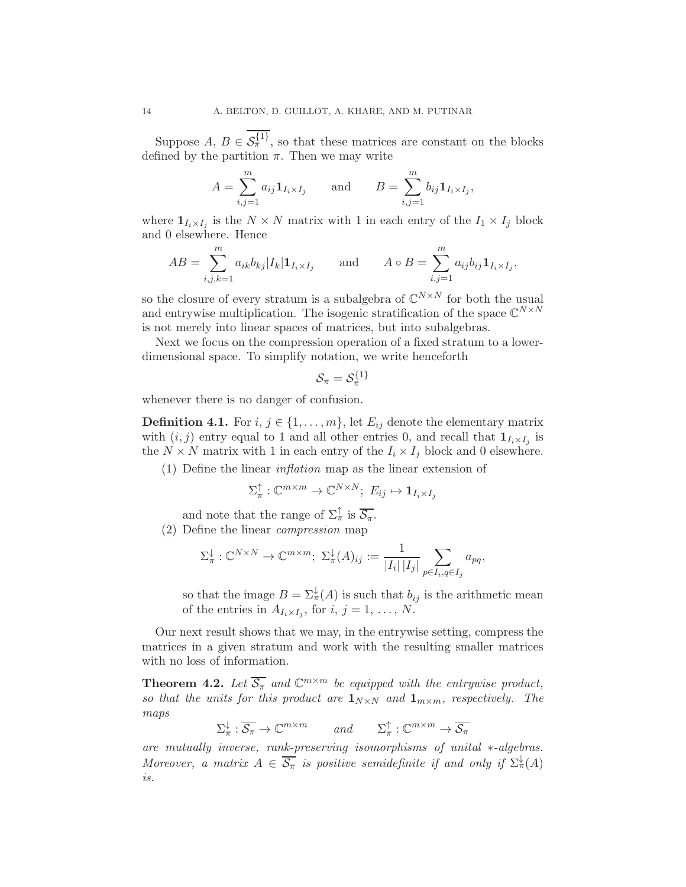Suppose $A, B \in \overline{\mathcal{S}_\pi^{\{1\}}}$, so that these matrices are constant on the blocks defined by the partition $\pi$. Then we may write

$$A = \sum_{i,j=1}^{m} a_{ij} \mathbf{1}_{I_i \times I_j} \qquad \text{and} \qquad B = \sum_{i,j=1}^{m} b_{ij} \mathbf{1}_{I_i \times I_j},$$

where $\mathbf{1}_{I_i \times I_j}$ is the $N \times N$ matrix with 1 in each entry of the $I_1 \times I_j$ block and 0 elsewhere. Hence

$$AB = \sum_{i,j,k=1}^{m} a_{ik} b_{kj} |I_k| \mathbf{1}_{I_i \times I_j} \qquad \text{and} \qquad A \circ B = \sum_{i,j=1}^{m} a_{ij} b_{ij} \mathbf{1}_{I_i \times I_j},$$

so the closure of every stratum is a subalgebra of $\mathbb{C}^{N \times N}$ for both the usual and entrywise multiplication. The isogenic stratification of the space $\mathbb{C}^{N \times N}$ is not merely into linear spaces of matrices, but into subalgebras.

Next we focus on the compression operation of a fixed stratum to a lower-dimensional space. To simplify notation, we write henceforth

$$\mathcal{S}_\pi = \mathcal{S}_\pi^{\{1\}}$$

whenever there is no danger of confusion.

**Definition 4.1.** For $i, j \in \{1, \ldots, m\}$, let $E_{ij}$ denote the elementary matrix with $(i, j)$ entry equal to 1 and all other entries 0, and recall that $\mathbf{1}_{I_i \times I_j}$ is the $N \times N$ matrix with 1 in each entry of the $I_i \times I_j$ block and 0 elsewhere.

(1) Define the linear *inflation* map as the linear extension of

$$\Sigma_\pi^{\uparrow} : \mathbb{C}^{m \times m} \to \mathbb{C}^{N \times N};\ E_{ij} \mapsto \mathbf{1}_{I_i \times I_j}$$

and note that the range of $\Sigma_\pi^{\uparrow}$ is $\overline{\mathcal{S}_\pi}$.

(2) Define the linear *compression* map

$$\Sigma_\pi^{\downarrow} : \mathbb{C}^{N \times N} \to \mathbb{C}^{m \times m};\ \Sigma_\pi^{\downarrow}(A)_{ij} := \frac{1}{|I_i|\,|I_j|} \sum_{p \in I_i, q \in I_j} a_{pq},$$

so that the image $B = \Sigma_\pi^{\downarrow}(A)$ is such that $b_{ij}$ is the arithmetic mean of the entries in $A_{I_i \times I_j}$, for $i, j = 1, \ldots, N$.

Our next result shows that we may, in the entrywise setting, compress the matrices in a given stratum and work with the resulting smaller matrices with no loss of information.

**Theorem 4.2.** *Let $\overline{\mathcal{S}_\pi}$ and $\mathbb{C}^{m \times m}$ be equipped with the entrywise product, so that the units for this product are $\mathbf{1}_{N \times N}$ and $\mathbf{1}_{m \times m}$, respectively. The maps*

$$\Sigma_\pi^{\downarrow} : \overline{\mathcal{S}_\pi} \to \mathbb{C}^{m \times m} \qquad \textit{and} \qquad \Sigma_\pi^{\uparrow} : \mathbb{C}^{m \times m} \to \overline{\mathcal{S}_\pi}$$

*are mutually inverse, rank-preserving isomorphisms of unital $*$-algebras. Moreover, a matrix $A \in \overline{\mathcal{S}_\pi}$ is positive semidefinite if and only if $\Sigma_\pi^{\downarrow}(A)$ is.*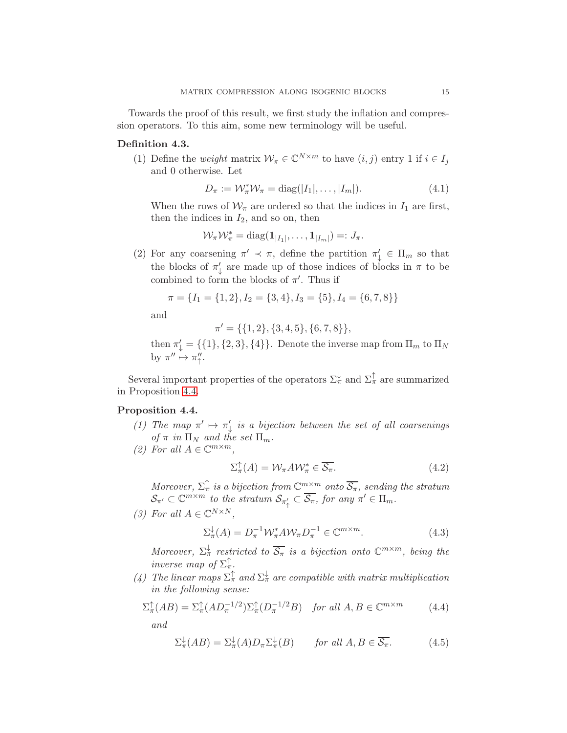Towards the proof of this result, we first study the inflation and compression operators. To this aim, some new terminology will be useful.

**Definition 4.3.**

(1) Define the *weight* matrix $\mathcal{W}_\pi \in \mathbb{C}^{N\times m}$ to have $(i,j)$ entry 1 if $i \in I_j$ and 0 otherwise. Let

$$D_\pi := \mathcal{W}_\pi^* \mathcal{W}_\pi = \operatorname{diag}(|I_1|, \dots, |I_m|). \tag{4.1}$$

When the rows of $\mathcal{W}_\pi$ are ordered so that the indices in $I_1$ are first, then the indices in $I_2$, and so on, then

$$\mathcal{W}_\pi \mathcal{W}_\pi^* = \operatorname{diag}(\mathbf{1}_{|I_1|}, \dots, \mathbf{1}_{|I_m|}) =: J_\pi.$$

(2) For any coarsening $\pi' \prec \pi$, define the partition $\pi'_\downarrow \in \Pi_m$ so that the blocks of $\pi'_\downarrow$ are made up of those indices of blocks in $\pi$ to be combined to form the blocks of $\pi'$. Thus if

$$\pi = \{I_1 = \{1,2\}, I_2 = \{3,4\}, I_3 = \{5\}, I_4 = \{6,7,8\}\}$$

and

$$\pi' = \{\{1,2\}, \{3,4,5\}, \{6,7,8\}\},$$

then $\pi'_\downarrow = \{\{1\},\{2,3\},\{4\}\}$. Denote the inverse map from $\Pi_m$ to $\Pi_N$ by $\pi'' \mapsto \pi''_\uparrow$.

Several important properties of the operators $\Sigma_\pi^\downarrow$ and $\Sigma_\pi^\uparrow$ are summarized in Proposition 4.4.

**Proposition 4.4.**

*(1) The map $\pi' \mapsto \pi'_\downarrow$ is a bijection between the set of all coarsenings of $\pi$ in $\Pi_N$ and the set $\Pi_m$.*

*(2) For all $A \in \mathbb{C}^{m\times m}$,*

$$\Sigma_\pi^\uparrow(A) = \mathcal{W}_\pi A \mathcal{W}_\pi^* \in \overline{\mathcal{S}_\pi}. \tag{4.2}$$

*Moreover, $\Sigma_\pi^\uparrow$ is a bijection from $\mathbb{C}^{m\times m}$ onto $\overline{\mathcal{S}_\pi}$, sending the stratum $\mathcal{S}_{\pi'} \subset \mathbb{C}^{m\times m}$ to the stratum $\mathcal{S}_{\pi'_\uparrow} \subset \overline{\mathcal{S}_\pi}$, for any $\pi' \in \Pi_m$.*

*(3) For all $A \in \mathbb{C}^{N\times N}$,*

$$\Sigma_\pi^\downarrow(A) = D_\pi^{-1} \mathcal{W}_\pi^* A \mathcal{W}_\pi D_\pi^{-1} \in \mathbb{C}^{m\times m}. \tag{4.3}$$

*Moreover, $\Sigma_\pi^\downarrow$ restricted to $\overline{\mathcal{S}_\pi}$ is a bijection onto $\mathbb{C}^{m\times m}$, being the inverse map of $\Sigma_\pi^\uparrow$.*

*(4) The linear maps $\Sigma_\pi^\uparrow$ and $\Sigma_\pi^\downarrow$ are compatible with matrix multiplication in the following sense:*

$$\Sigma_\pi^\uparrow(AB) = \Sigma_\pi^\uparrow(AD_\pi^{-1/2}) \Sigma_\pi^\uparrow(D_\pi^{-1/2}B) \quad \text{for all } A, B \in \mathbb{C}^{m\times m} \tag{4.4}$$

*and*

$$\Sigma_\pi^\downarrow(AB) = \Sigma_\pi^\downarrow(A) D_\pi \Sigma_\pi^\downarrow(B) \qquad \text{for all } A, B \in \overline{\mathcal{S}_\pi}. \tag{4.5}$$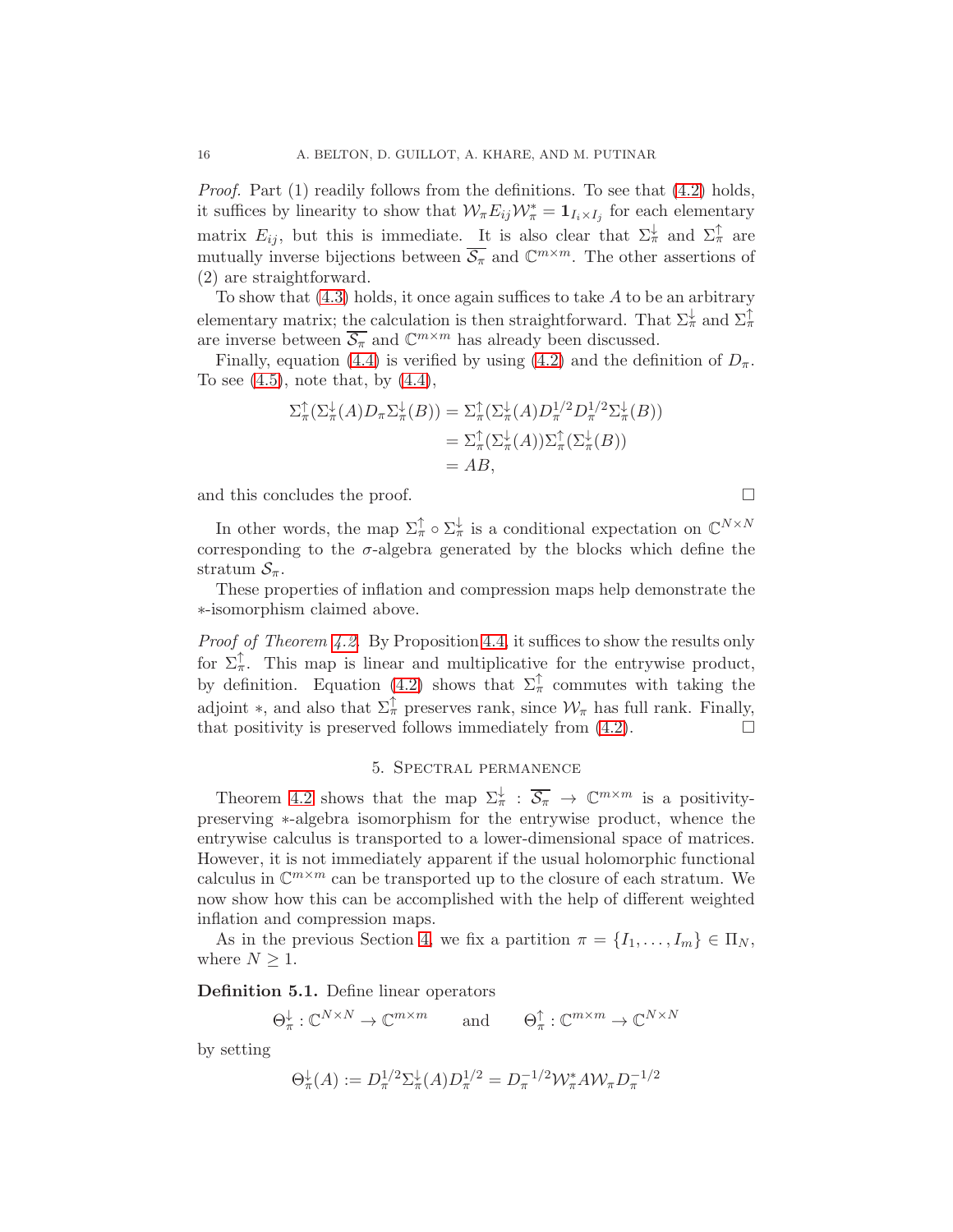*Proof.* Part (1) readily follows from the definitions. To see that (4.2) holds, it suffices by linearity to show that $\mathcal{W}_\pi E_{ij} \mathcal{W}_\pi^* = \mathbf{1}_{I_i \times I_j}$ for each elementary matrix $E_{ij}$, but this is immediate. It is also clear that $\Sigma_\pi^\downarrow$ and $\Sigma_\pi^\uparrow$ are mutually inverse bijections between $\overline{\mathcal{S}_\pi}$ and $\mathbb{C}^{m\times m}$. The other assertions of (2) are straightforward.

To show that (4.3) holds, it once again suffices to take $A$ to be an arbitrary elementary matrix; the calculation is then straightforward. That $\Sigma_\pi^\downarrow$ and $\Sigma_\pi^\uparrow$ are inverse between $\overline{\mathcal{S}_\pi}$ and $\mathbb{C}^{m\times m}$ has already been discussed.

Finally, equation (4.4) is verified by using (4.2) and the definition of $D_\pi$. To see (4.5), note that, by (4.4),

$$\begin{aligned}
\Sigma_\pi^\uparrow(\Sigma_\pi^\downarrow(A) D_\pi \Sigma_\pi^\downarrow(B)) &= \Sigma_\pi^\uparrow(\Sigma_\pi^\downarrow(A) D_\pi^{1/2} D_\pi^{1/2} \Sigma_\pi^\downarrow(B)) \\
&= \Sigma_\pi^\uparrow(\Sigma_\pi^\downarrow(A)) \Sigma_\pi^\uparrow(\Sigma_\pi^\downarrow(B)) \\
&= AB,
\end{aligned}$$

and this concludes the proof. $\square$

In other words, the map $\Sigma_\pi^\uparrow \circ \Sigma_\pi^\downarrow$ is a conditional expectation on $\mathbb{C}^{N\times N}$ corresponding to the $\sigma$-algebra generated by the blocks which define the stratum $\mathcal{S}_\pi$.

These properties of inflation and compression maps help demonstrate the $*$-isomorphism claimed above.

*Proof of Theorem 4.2.* By Proposition 4.4, it suffices to show the results only for $\Sigma_\pi^\uparrow$. This map is linear and multiplicative for the entrywise product, by definition. Equation (4.2) shows that $\Sigma_\pi^\uparrow$ commutes with taking the adjoint $*$, and also that $\Sigma_\pi^\uparrow$ preserves rank, since $\mathcal{W}_\pi$ has full rank. Finally, that positivity is preserved follows immediately from (4.2). $\square$

## 5. Spectral permanence

Theorem 4.2 shows that the map $\Sigma_\pi^\downarrow : \overline{\mathcal{S}_\pi} \to \mathbb{C}^{m\times m}$ is a positivity-preserving $*$-algebra isomorphism for the entrywise product, whence the entrywise calculus is transported to a lower-dimensional space of matrices. However, it is not immediately apparent if the usual holomorphic functional calculus in $\mathbb{C}^{m\times m}$ can be transported up to the closure of each stratum. We now show how this can be accomplished with the help of different weighted inflation and compression maps.

As in the previous Section 4, we fix a partition $\pi = \{I_1, \dots, I_m\} \in \Pi_N$, where $N \geq 1$.

**Definition 5.1.** Define linear operators

$$\Theta_\pi^\downarrow : \mathbb{C}^{N\times N} \to \mathbb{C}^{m\times m} \qquad \text{and} \qquad \Theta_\pi^\uparrow : \mathbb{C}^{m\times m} \to \mathbb{C}^{N\times N}$$

by setting

$$\Theta_\pi^\downarrow(A) := D_\pi^{1/2} \Sigma_\pi^\downarrow(A) D_\pi^{1/2} = D_\pi^{-1/2} \mathcal{W}_\pi^* A \mathcal{W}_\pi D_\pi^{-1/2}$$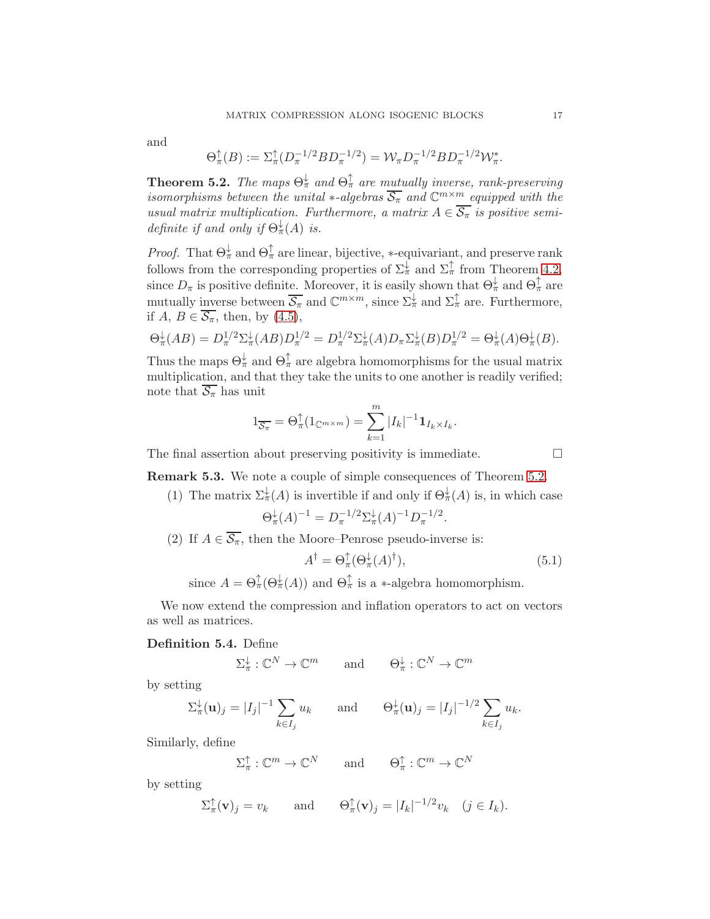and

$$\Theta_\pi^\uparrow(B) := \Sigma_\pi^\uparrow(D_\pi^{-1/2} B D_\pi^{-1/2}) = \mathcal{W}_\pi D_\pi^{-1/2} B D_\pi^{-1/2} \mathcal{W}_\pi^*.$$

**Theorem 5.2.** *The maps $\Theta_\pi^\downarrow$ and $\Theta_\pi^\uparrow$ are mutually inverse, rank-preserving isomorphisms between the unital $*$-algebras $\overline{\mathcal{S}_\pi}$ and $\mathbb{C}^{m\times m}$ equipped with the usual matrix multiplication. Furthermore, a matrix $A \in \overline{\mathcal{S}_\pi}$ is positive semidefinite if and only if $\Theta_\pi^\downarrow(A)$ is.*

*Proof.* That $\Theta_\pi^\downarrow$ and $\Theta_\pi^\uparrow$ are linear, bijective, $*$-equivariant, and preserve rank follows from the corresponding properties of $\Sigma_\pi^\downarrow$ and $\Sigma_\pi^\uparrow$ from Theorem 4.2, since $D_\pi$ is positive definite. Moreover, it is easily shown that $\Theta_\pi^\downarrow$ and $\Theta_\pi^\uparrow$ are mutually inverse between $\overline{\mathcal{S}_\pi}$ and $\mathbb{C}^{m\times m}$, since $\Sigma_\pi^\downarrow$ and $\Sigma_\pi^\uparrow$ are. Furthermore, if $A$, $B \in \overline{\mathcal{S}_\pi}$, then, by (4.5),

$$\Theta_\pi^\downarrow(AB) = D_\pi^{1/2}\Sigma_\pi^\downarrow(AB)D_\pi^{1/2} = D_\pi^{1/2}\Sigma_\pi^\downarrow(A)D_\pi\Sigma_\pi^\downarrow(B)D_\pi^{1/2} = \Theta_\pi^\downarrow(A)\Theta_\pi^\downarrow(B).$$

Thus the maps $\Theta_\pi^\downarrow$ and $\Theta_\pi^\uparrow$ are algebra homomorphisms for the usual matrix multiplication, and that they take the units to one another is readily verified; note that $\overline{\mathcal{S}_\pi}$ has unit

$$1_{\overline{\mathcal{S}_\pi}} = \Theta_\pi^\uparrow(1_{\mathbb{C}^{m\times m}}) = \sum_{k=1}^m |I_k|^{-1}\mathbf{1}_{I_k\times I_k}.$$

The final assertion about preserving positivity is immediate. $\square$

**Remark 5.3.** We note a couple of simple consequences of Theorem 5.2.

1. The matrix $\Sigma_\pi^\downarrow(A)$ is invertible if and only if $\Theta_\pi^\downarrow(A)$ is, in which case
$$\Theta_\pi^\downarrow(A)^{-1} = D_\pi^{-1/2}\Sigma_\pi^\downarrow(A)^{-1}D_\pi^{-1/2}.$$
2. If $A \in \overline{\mathcal{S}_\pi}$, then the Moore–Penrose pseudo-inverse is:
$$A^\dagger = \Theta_\pi^\uparrow(\Theta_\pi^\downarrow(A)^\dagger), \tag{5.1}$$
since $A = \Theta_\pi^\uparrow(\Theta_\pi^\downarrow(A))$ and $\Theta_\pi^\uparrow$ is a $*$-algebra homomorphism.

We now extend the compression and inflation operators to act on vectors as well as matrices.

**Definition 5.4.** Define

$$\Sigma_\pi^\downarrow : \mathbb{C}^N \to \mathbb{C}^m \qquad \text{and} \qquad \Theta_\pi^\downarrow : \mathbb{C}^N \to \mathbb{C}^m$$

by setting

$$\Sigma_\pi^\downarrow(\mathbf{u})_j = |I_j|^{-1}\sum_{k\in I_j} u_k \qquad \text{and} \qquad \Theta_\pi^\downarrow(\mathbf{u})_j = |I_j|^{-1/2}\sum_{k\in I_j} u_k.$$

Similarly, define

$$\Sigma_\pi^\uparrow : \mathbb{C}^m \to \mathbb{C}^N \qquad \text{and} \qquad \Theta_\pi^\uparrow : \mathbb{C}^m \to \mathbb{C}^N$$

by setting

$$\Sigma_\pi^\uparrow(\mathbf{v})_j = v_k \qquad \text{and} \qquad \Theta_\pi^\uparrow(\mathbf{v})_j = |I_k|^{-1/2}v_k \quad (j \in I_k).$$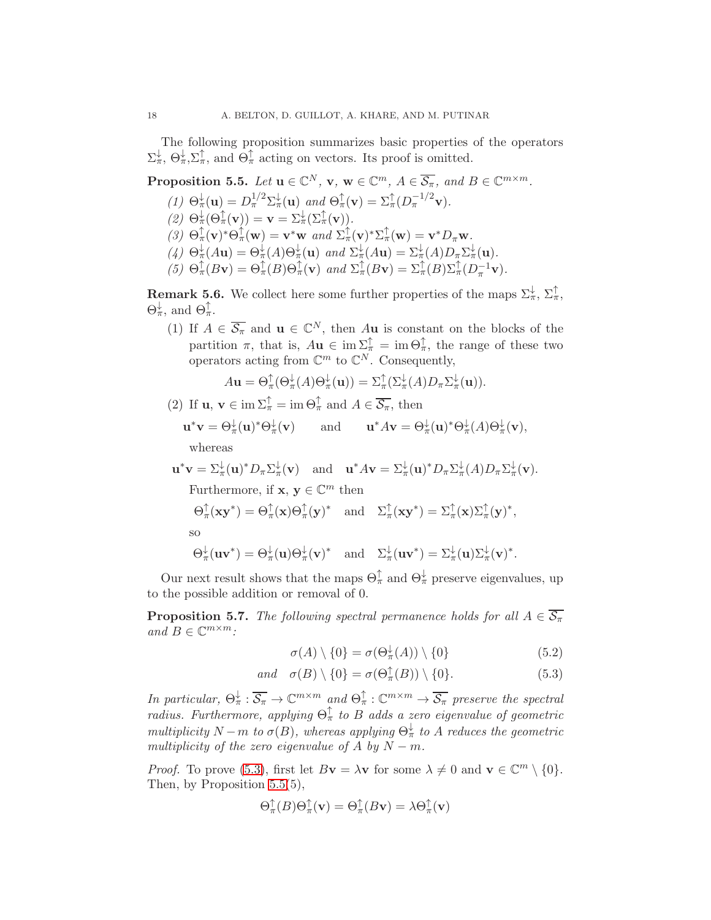The following proposition summarizes basic properties of the operators $\Sigma_\pi^\downarrow$, $\Theta_\pi^\downarrow$,$\Sigma_\pi^\uparrow$, and $\Theta_\pi^\uparrow$ acting on vectors. Its proof is omitted.

**Proposition 5.5.** *Let $\mathbf{u} \in \mathbb{C}^N$, $\mathbf{v}$, $\mathbf{w} \in \mathbb{C}^m$, $A \in \overline{\mathcal{S}_\pi}$, and $B \in \mathbb{C}^{m\times m}$.*

*(1) $\Theta_\pi^\downarrow(\mathbf{u}) = D_\pi^{1/2}\Sigma_\pi^\downarrow(\mathbf{u})$ and $\Theta_\pi^\uparrow(\mathbf{v}) = \Sigma_\pi^\uparrow(D_\pi^{-1/2}\mathbf{v})$.*

*(2) $\Theta_\pi^\downarrow(\Theta_\pi^\uparrow(\mathbf{v})) = \mathbf{v} = \Sigma_\pi^\downarrow(\Sigma_\pi^\uparrow(\mathbf{v}))$.*

*(3) $\Theta_\pi^\uparrow(\mathbf{v})^*\Theta_\pi^\uparrow(\mathbf{w}) = \mathbf{v}^*\mathbf{w}$ and $\Sigma_\pi^\uparrow(\mathbf{v})^*\Sigma_\pi^\uparrow(\mathbf{w}) = \mathbf{v}^*D_\pi\mathbf{w}$.*

*(4) $\Theta_\pi^\downarrow(A\mathbf{u}) = \Theta_\pi^\downarrow(A)\Theta_\pi^\downarrow(\mathbf{u})$ and $\Sigma_\pi^\downarrow(A\mathbf{u}) = \Sigma_\pi^\downarrow(A)D_\pi\Sigma_\pi^\downarrow(\mathbf{u})$.*

*(5) $\Theta_\pi^\uparrow(B\mathbf{v}) = \Theta_\pi^\uparrow(B)\Theta_\pi^\uparrow(\mathbf{v})$ and $\Sigma_\pi^\uparrow(B\mathbf{v}) = \Sigma_\pi^\uparrow(B)\Sigma_\pi^\uparrow(D_\pi^{-1}\mathbf{v})$.*

**Remark 5.6.** We collect here some further properties of the maps $\Sigma_\pi^\downarrow$, $\Sigma_\pi^\uparrow$, $\Theta_\pi^\downarrow$, and $\Theta_\pi^\uparrow$.

(1) If $A \in \overline{\mathcal{S}_\pi}$ and $\mathbf{u} \in \mathbb{C}^N$, then $A\mathbf{u}$ is constant on the blocks of the partition $\pi$, that is, $A\mathbf{u} \in \operatorname{im}\Sigma_\pi^\uparrow = \operatorname{im}\Theta_\pi^\uparrow$, the range of these two operators acting from $\mathbb{C}^m$ to $\mathbb{C}^N$. Consequently,

$$A\mathbf{u} = \Theta_\pi^\uparrow(\Theta_\pi^\downarrow(A)\Theta_\pi^\downarrow(\mathbf{u})) = \Sigma_\pi^\uparrow(\Sigma_\pi^\downarrow(A)D_\pi\Sigma_\pi^\downarrow(\mathbf{u})).$$

(2) If $\mathbf{u}$, $\mathbf{v} \in \operatorname{im}\Sigma_\pi^\uparrow = \operatorname{im}\Theta_\pi^\uparrow$ and $A \in \overline{\mathcal{S}_\pi}$, then

$$\mathbf{u}^*\mathbf{v} = \Theta_\pi^\downarrow(\mathbf{u})^*\Theta_\pi^\downarrow(\mathbf{v}) \qquad \text{and} \qquad \mathbf{u}^*A\mathbf{v} = \Theta_\pi^\downarrow(\mathbf{u})^*\Theta_\pi^\downarrow(A)\Theta_\pi^\downarrow(\mathbf{v}),$$

whereas

$$\mathbf{u}^*\mathbf{v} = \Sigma_\pi^\downarrow(\mathbf{u})^*D_\pi\Sigma_\pi^\downarrow(\mathbf{v}) \quad \text{and} \quad \mathbf{u}^*A\mathbf{v} = \Sigma_\pi^\downarrow(\mathbf{u})^*D_\pi\Sigma_\pi^\downarrow(A)D_\pi\Sigma_\pi^\downarrow(\mathbf{v}).$$

Furthermore, if $\mathbf{x}$, $\mathbf{y} \in \mathbb{C}^m$ then

$$\Theta_\pi^\uparrow(\mathbf{x}\mathbf{y}^*) = \Theta_\pi^\uparrow(\mathbf{x})\Theta_\pi^\uparrow(\mathbf{y})^* \quad \text{and} \quad \Sigma_\pi^\uparrow(\mathbf{x}\mathbf{y}^*) = \Sigma_\pi^\uparrow(\mathbf{x})\Sigma_\pi^\uparrow(\mathbf{y})^*,$$

so

$$\Theta_\pi^\downarrow(\mathbf{u}\mathbf{v}^*) = \Theta_\pi^\downarrow(\mathbf{u})\Theta_\pi^\downarrow(\mathbf{v})^* \quad \text{and} \quad \Sigma_\pi^\downarrow(\mathbf{u}\mathbf{v}^*) = \Sigma_\pi^\downarrow(\mathbf{u})\Sigma_\pi^\downarrow(\mathbf{v})^*.$$

Our next result shows that the maps $\Theta_\pi^\uparrow$ and $\Theta_\pi^\downarrow$ preserve eigenvalues, up to the possible addition or removal of 0.

**Proposition 5.7.** *The following spectral permanence holds for all $A \in \overline{\mathcal{S}_\pi}$ and $B \in \mathbb{C}^{m\times m}$:*

$$\sigma(A) \setminus \{0\} = \sigma(\Theta_\pi^\downarrow(A)) \setminus \{0\} \tag{5.2}$$

$$\text{and} \quad \sigma(B) \setminus \{0\} = \sigma(\Theta_\pi^\uparrow(B)) \setminus \{0\}. \tag{5.3}$$

*In particular, $\Theta_\pi^\downarrow : \overline{\mathcal{S}_\pi} \to \mathbb{C}^{m\times m}$ and $\Theta_\pi^\uparrow : \mathbb{C}^{m\times m} \to \overline{\mathcal{S}_\pi}$ preserve the spectral radius. Furthermore, applying $\Theta_\pi^\uparrow$ to $B$ adds a zero eigenvalue of geometric multiplicity $N - m$ to $\sigma(B)$, whereas applying $\Theta_\pi^\downarrow$ to $A$ reduces the geometric multiplicity of the zero eigenvalue of $A$ by $N - m$.*

*Proof.* To prove (5.3), first let $B\mathbf{v} = \lambda\mathbf{v}$ for some $\lambda \neq 0$ and $\mathbf{v} \in \mathbb{C}^m \setminus \{0\}$. Then, by Proposition 5.5(5),

$$\Theta_\pi^\uparrow(B)\Theta_\pi^\uparrow(\mathbf{v}) = \Theta_\pi^\uparrow(B\mathbf{v}) = \lambda\Theta_\pi^\uparrow(\mathbf{v})$$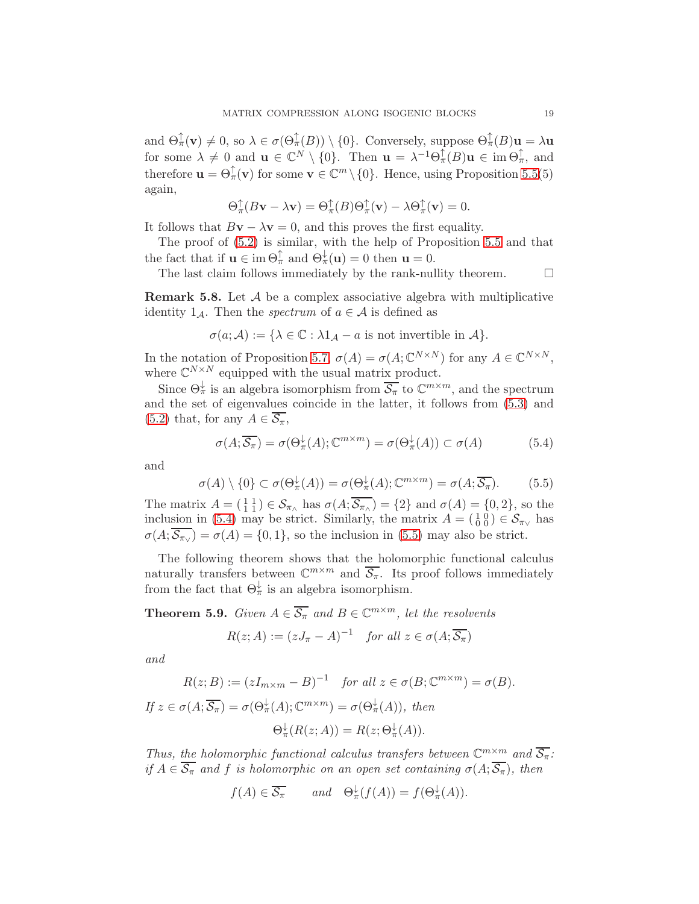and $\Theta_\pi^\uparrow(\mathbf{v}) \neq 0$, so $\lambda \in \sigma(\Theta_\pi^\uparrow(B)) \setminus \{0\}$. Conversely, suppose $\Theta_\pi^\uparrow(B)\mathbf{u} = \lambda\mathbf{u}$ for some $\lambda \neq 0$ and $\mathbf{u} \in \mathbb{C}^N \setminus \{0\}$. Then $\mathbf{u} = \lambda^{-1}\Theta_\pi^\uparrow(B)\mathbf{u} \in \operatorname{im}\Theta_\pi^\uparrow$, and therefore $\mathbf{u} = \Theta_\pi^\uparrow(\mathbf{v})$ for some $\mathbf{v} \in \mathbb{C}^m \setminus \{0\}$. Hence, using Proposition 5.5(5) again,

$$\Theta_\pi^\uparrow(B\mathbf{v} - \lambda\mathbf{v}) = \Theta_\pi^\uparrow(B)\Theta_\pi^\uparrow(\mathbf{v}) - \lambda\Theta_\pi^\uparrow(\mathbf{v}) = 0.$$

It follows that $B\mathbf{v} - \lambda\mathbf{v} = 0$, and this proves the first equality.

The proof of (5.2) is similar, with the help of Proposition 5.5 and that the fact that if $\mathbf{u} \in \operatorname{im}\Theta_\pi^\uparrow$ and $\Theta_\pi^\downarrow(\mathbf{u}) = 0$ then $\mathbf{u} = 0$.

The last claim follows immediately by the rank-nullity theorem. $\square$

**Remark 5.8.** Let $\mathcal{A}$ be a complex associative algebra with multiplicative identity $1_\mathcal{A}$. Then the *spectrum* of $a \in \mathcal{A}$ is defined as

$$\sigma(a;\mathcal{A}) := \{\lambda \in \mathbb{C} : \lambda 1_\mathcal{A} - a \text{ is not invertible in } \mathcal{A}\}.$$

In the notation of Proposition 5.7, $\sigma(A) = \sigma(A;\mathbb{C}^{N\times N})$ for any $A \in \mathbb{C}^{N\times N}$, where $\mathbb{C}^{N\times N}$ equipped with the usual matrix product.

Since $\Theta_\pi^\downarrow$ is an algebra isomorphism from $\overline{\mathcal{S}_\pi}$ to $\mathbb{C}^{m\times m}$, and the spectrum and the set of eigenvalues coincide in the latter, it follows from (5.3) and (5.2) that, for any $A \in \overline{\mathcal{S}_\pi}$,

$$\sigma(A;\overline{\mathcal{S}_\pi}) = \sigma(\Theta_\pi^\downarrow(A);\mathbb{C}^{m\times m}) = \sigma(\Theta_\pi^\downarrow(A)) \subset \sigma(A) \tag{5.4}$$

and

$$\sigma(A) \setminus \{0\} \subset \sigma(\Theta_\pi^\downarrow(A)) = \sigma(\Theta_\pi^\downarrow(A);\mathbb{C}^{m\times m}) = \sigma(A;\overline{\mathcal{S}_\pi}). \tag{5.5}$$

The matrix $A = \left(\begin{smallmatrix}1&1\\1&1\end{smallmatrix}\right) \in \mathcal{S}_{\pi_\wedge}$ has $\sigma(A;\overline{\mathcal{S}_{\pi_\wedge}}) = \{2\}$ and $\sigma(A) = \{0,2\}$, so the inclusion in (5.4) may be strict. Similarly, the matrix $A = \left(\begin{smallmatrix}1&0\\0&0\end{smallmatrix}\right) \in \mathcal{S}_{\pi_\vee}$ has $\sigma(A;\overline{\mathcal{S}_{\pi_\vee}}) = \sigma(A) = \{0,1\}$, so the inclusion in (5.5) may also be strict.

The following theorem shows that the holomorphic functional calculus naturally transfers between $\mathbb{C}^{m\times m}$ and $\overline{\mathcal{S}_\pi}$. Its proof follows immediately from the fact that $\Theta_\pi^\downarrow$ is an algebra isomorphism.

**Theorem 5.9.** *Given $A \in \overline{\mathcal{S}_\pi}$ and $B \in \mathbb{C}^{m\times m}$, let the resolvents*

$$R(z;A) := (zJ_\pi - A)^{-1} \quad \textit{for all } z \in \sigma(A;\overline{\mathcal{S}_\pi})$$

*and*

$$R(z;B) := (zI_{m\times m} - B)^{-1} \quad \textit{for all } z \in \sigma(B;\mathbb{C}^{m\times m}) = \sigma(B).$$

*If $z \in \sigma(A;\overline{\mathcal{S}_\pi}) = \sigma(\Theta_\pi^\downarrow(A);\mathbb{C}^{m\times m}) = \sigma(\Theta_\pi^\downarrow(A))$, then*

$$\Theta_\pi^\downarrow(R(z;A)) = R(z;\Theta_\pi^\downarrow(A)).$$

*Thus, the holomorphic functional calculus transfers between $\mathbb{C}^{m\times m}$ and $\overline{\mathcal{S}_\pi}$: if $A \in \overline{\mathcal{S}_\pi}$ and $f$ is holomorphic on an open set containing $\sigma(A;\overline{\mathcal{S}_\pi})$, then*

$$f(A) \in \overline{\mathcal{S}_\pi} \qquad \textit{and} \quad \Theta_\pi^\downarrow(f(A)) = f(\Theta_\pi^\downarrow(A)).$$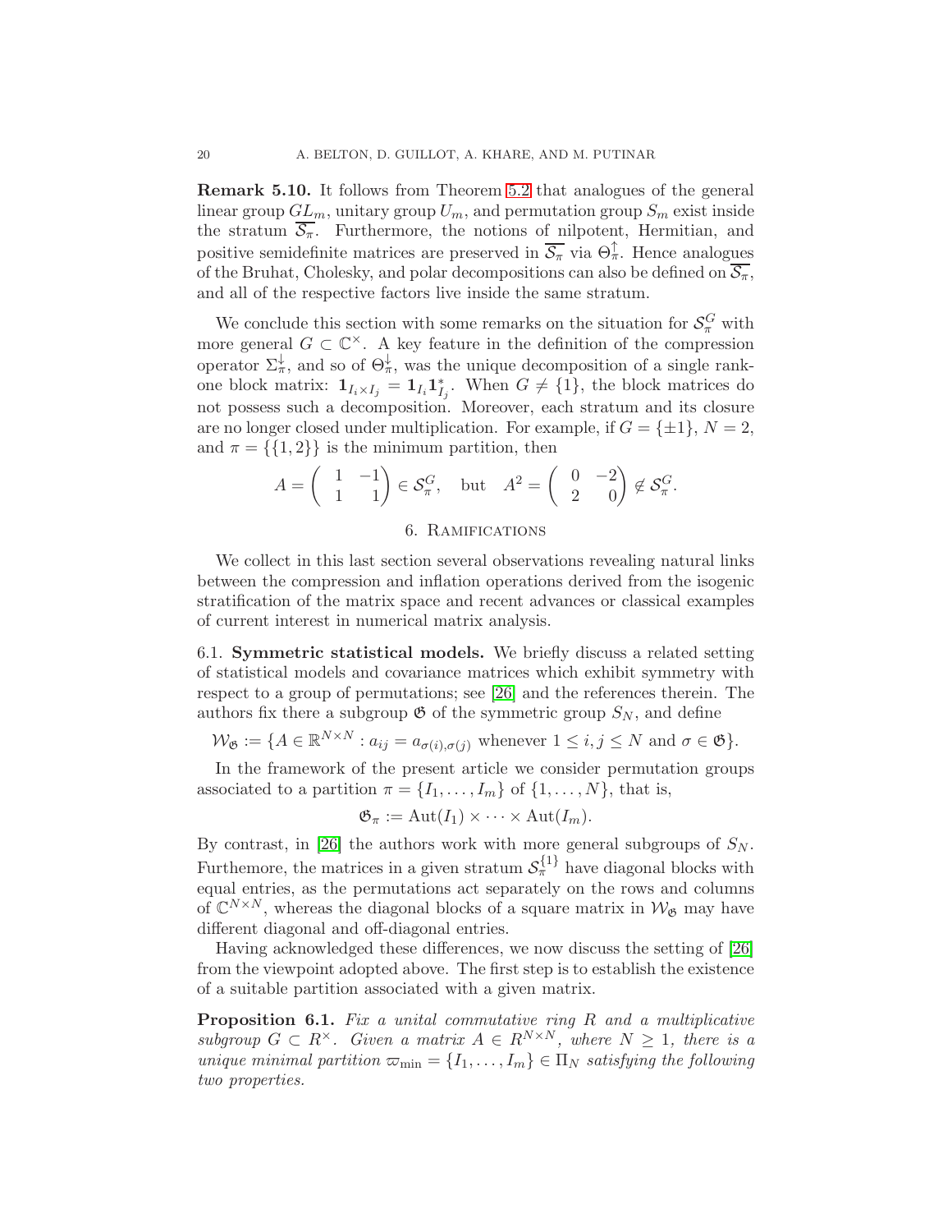**Remark 5.10.** It follows from Theorem 5.2 that analogues of the general linear group $GL_m$, unitary group $U_m$, and permutation group $S_m$ exist inside the stratum $\overline{\mathcal{S}_\pi}$. Furthermore, the notions of nilpotent, Hermitian, and positive semidefinite matrices are preserved in $\overline{\mathcal{S}_\pi}$ via $\Theta_\pi^\uparrow$. Hence analogues of the Bruhat, Cholesky, and polar decompositions can also be defined on $\overline{\mathcal{S}_\pi}$, and all of the respective factors live inside the same stratum.

We conclude this section with some remarks on the situation for $\mathcal{S}_\pi^G$ with more general $G \subset \mathbb{C}^\times$. A key feature in the definition of the compression operator $\Sigma_\pi^\downarrow$, and so of $\Theta_\pi^\downarrow$, was the unique decomposition of a single rank-one block matrix: $\mathbf{1}_{I_i \times I_j} = \mathbf{1}_{I_i} \mathbf{1}_{I_j}^*$. When $G \neq \{1\}$, the block matrices do not possess such a decomposition. Moreover, each stratum and its closure are no longer closed under multiplication. For example, if $G = \{\pm 1\}$, $N = 2$, and $\pi = \{\{1, 2\}\}$ is the minimum partition, then

$$A = \begin{pmatrix} 1 & -1 \\ 1 & 1 \end{pmatrix} \in \mathcal{S}_\pi^G, \quad \text{but} \quad A^2 = \begin{pmatrix} 0 & -2 \\ 2 & 0 \end{pmatrix} \notin \mathcal{S}_\pi^G.$$

## 6. Ramifications

We collect in this last section several observations revealing natural links between the compression and inflation operations derived from the isogenic stratification of the matrix space and recent advances or classical examples of current interest in numerical matrix analysis.

### 6.1. Symmetric statistical models.

We briefly discuss a related setting of statistical models and covariance matrices which exhibit symmetry with respect to a group of permutations; see [26] and the references therein. The authors fix there a subgroup $\mathfrak{G}$ of the symmetric group $S_N$, and define

$$\mathcal{W}_{\mathfrak{G}} := \{A \in \mathbb{R}^{N \times N} : a_{ij} = a_{\sigma(i), \sigma(j)} \text{ whenever } 1 \leq i, j \leq N \text{ and } \sigma \in \mathfrak{G}\}.$$

In the framework of the present article we consider permutation groups associated to a partition $\pi = \{I_1, \ldots, I_m\}$ of $\{1, \ldots, N\}$, that is,

$$\mathfrak{G}_\pi := \operatorname{Aut}(I_1) \times \cdots \times \operatorname{Aut}(I_m).$$

By contrast, in [26] the authors work with more general subgroups of $S_N$. Futhermore, the matrices in a given stratum $\mathcal{S}_\pi^{\{1\}}$ have diagonal blocks with equal entries, as the permutations act separately on the rows and columns of $\mathbb{C}^{N \times N}$, whereas the diagonal blocks of a square matrix in $\mathcal{W}_{\mathfrak{G}}$ may have different diagonal and off-diagonal entries.

Having acknowledged these differences, we now discuss the setting of [26] from the viewpoint adopted above. The first step is to establish the existence of a suitable partition associated with a given matrix.

**Proposition 6.1.** *Fix a unital commutative ring $R$ and a multiplicative subgroup $G \subset R^\times$. Given a matrix $A \in R^{N \times N}$, where $N \geq 1$, there is a unique minimal partition $\varpi_{\min} = \{I_1, \ldots, I_m\} \in \Pi_N$ satisfying the following two properties.*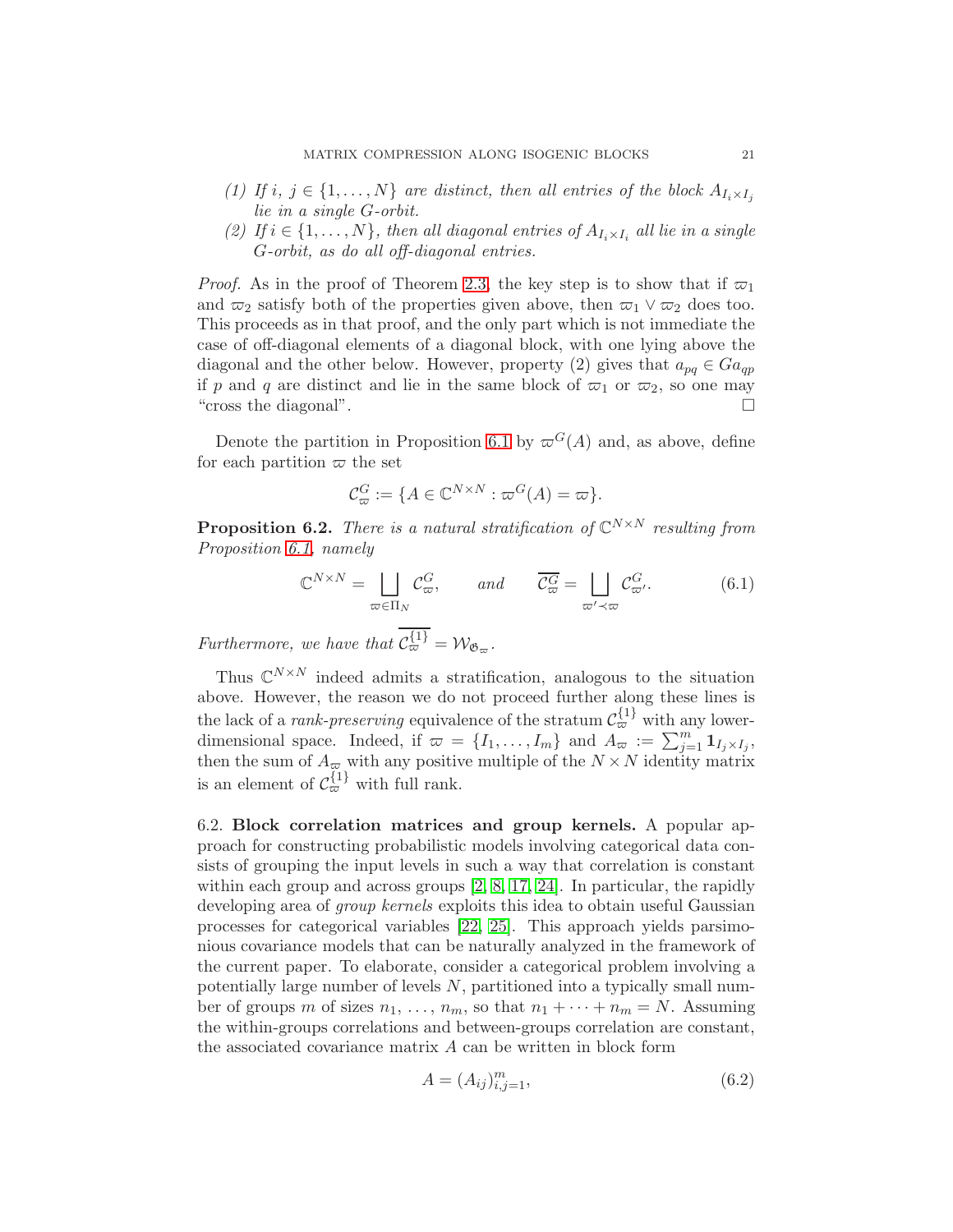(1) *If $i$, $j \in \{1, \ldots, N\}$ are distinct, then all entries of the block $A_{I_i \times I_j}$ lie in a single $G$-orbit.*

(2) *If $i \in \{1, \ldots, N\}$, then all diagonal entries of $A_{I_i \times I_i}$ all lie in a single $G$-orbit, as do all off-diagonal entries.*

*Proof.* As in the proof of Theorem 2.3, the key step is to show that if $\varpi_1$ and $\varpi_2$ satisfy both of the properties given above, then $\varpi_1 \vee \varpi_2$ does too. This proceeds as in that proof, and the only part which is not immediate the case of off-diagonal elements of a diagonal block, with one lying above the diagonal and the other below. However, property (2) gives that $a_{pq} \in G a_{qp}$ if $p$ and $q$ are distinct and lie in the same block of $\varpi_1$ or $\varpi_2$, so one may "cross the diagonal". □

Denote the partition in Proposition 6.1 by $\varpi^G(A)$ and, as above, define for each partition $\varpi$ the set

$$\mathcal{C}^G_\varpi := \{A \in \mathbb{C}^{N \times N} : \varpi^G(A) = \varpi\}.$$

**Proposition 6.2.** *There is a natural stratification of $\mathbb{C}^{N \times N}$ resulting from Proposition 6.1, namely*

$$\mathbb{C}^{N \times N} = \bigsqcup_{\varpi \in \Pi_N} \mathcal{C}^G_\varpi, \qquad \text{and} \qquad \overline{\mathcal{C}^G_\varpi} = \bigsqcup_{\varpi' \prec \varpi} \mathcal{C}^G_{\varpi'}. \tag{6.1}$$

*Furthermore, we have that $\overline{\mathcal{C}^{\{1\}}_\varpi} = \mathcal{W}_{\mathfrak{G}_\varpi}$.*

Thus $\mathbb{C}^{N \times N}$ indeed admits a stratification, analogous to the situation above. However, the reason we do not proceed further along these lines is the lack of a *rank-preserving* equivalence of the stratum $\mathcal{C}^{\{1\}}_\varpi$ with any lower-dimensional space. Indeed, if $\varpi = \{I_1, \ldots, I_m\}$ and $A_\varpi := \sum_{j=1}^m \mathbf{1}_{I_j \times I_j}$, then the sum of $A_\varpi$ with any positive multiple of the $N \times N$ identity matrix is an element of $\mathcal{C}^{\{1\}}_\varpi$ with full rank.

6.2. **Block correlation matrices and group kernels.** A popular approach for constructing probabilistic models involving categorical data consists of grouping the input levels in such a way that correlation is constant within each group and across groups [2, 8, 17, 24]. In particular, the rapidly developing area of *group kernels* exploits this idea to obtain useful Gaussian processes for categorical variables [22, 25]. This approach yields parsimonious covariance models that can be naturally analyzed in the framework of the current paper. To elaborate, consider a categorical problem involving a potentially large number of levels $N$, partitioned into a typically small number of groups $m$ of sizes $n_1, \ldots, n_m$, so that $n_1 + \cdots + n_m = N$. Assuming the within-groups correlations and between-groups correlation are constant, the associated covariance matrix $A$ can be written in block form

$$A = (A_{ij})_{i,j=1}^m, \tag{6.2}$$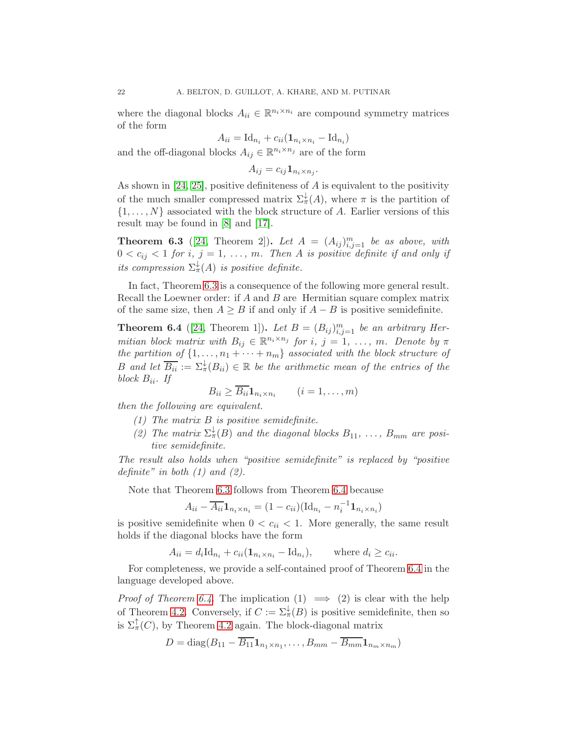where the diagonal blocks $A_{ii} \in \mathbb{R}^{n_i \times n_i}$ are compound symmetry matrices of the form

$$A_{ii} = \mathrm{Id}_{n_i} + c_{ii}(\mathbf{1}_{n_i \times n_i} - \mathrm{Id}_{n_i})$$

and the off-diagonal blocks $A_{ij} \in \mathbb{R}^{n_i \times n_j}$ are of the form

$$A_{ij} = c_{ij}\mathbf{1}_{n_i \times n_j}.$$

As shown in [24, 25], positive definiteness of $A$ is equivalent to the positivity of the much smaller compressed matrix $\Sigma_\pi^\downarrow(A)$, where $\pi$ is the partition of $\{1, \ldots, N\}$ associated with the block structure of $A$. Earlier versions of this result may be found in [8] and [17].

**Theorem 6.3** ([24, Theorem 2])**.** *Let $A = (A_{ij})_{i,j=1}^m$ be as above, with $0 < c_{ij} < 1$ for $i, j = 1, \ldots, m$. Then $A$ is positive definite if and only if its compression $\Sigma_\pi^\downarrow(A)$ is positive definite.*

In fact, Theorem 6.3 is a consequence of the following more general result. Recall the Loewner order: if $A$ and $B$ are Hermitian square complex matrix of the same size, then $A \geq B$ if and only if $A - B$ is positive semidefinite.

**Theorem 6.4** ([24, Theorem 1])**.** *Let $B = (B_{ij})_{i,j=1}^m$ be an arbitrary Hermitian block matrix with $B_{ij} \in \mathbb{R}^{n_i \times n_j}$ for $i, j = 1, \ldots, m$. Denote by $\pi$ the partition of $\{1, \ldots, n_1 + \cdots + n_m\}$ associated with the block structure of $B$ and let $\overline{B_{ii}} := \Sigma_\pi^\downarrow(B_{ii}) \in \mathbb{R}$ be the arithmetic mean of the entries of the block $B_{ii}$. If*

$$B_{ii} \geq \overline{B_{ii}}\mathbf{1}_{n_i \times n_i} \qquad (i = 1, \ldots, m)$$

*then the following are equivalent.*

1. *The matrix $B$ is positive semidefinite.*
2. *The matrix $\Sigma_\pi^\downarrow(B)$ and the diagonal blocks $B_{11}, \ldots, B_{mm}$ are positive semidefinite.*

*The result also holds when "positive semidefinite" is replaced by "positive definite" in both (1) and (2).*

Note that Theorem 6.3 follows from Theorem 6.4 because

$$A_{ii} - \overline{A_{ii}}\mathbf{1}_{n_i \times n_i} = (1 - c_{ii})(\mathrm{Id}_{n_i} - n_i^{-1}\mathbf{1}_{n_i \times n_i})$$

is positive semidefinite when $0 < c_{ii} < 1$. More generally, the same result holds if the diagonal blocks have the form

$$A_{ii} = d_i \mathrm{Id}_{n_i} + c_{ii}(\mathbf{1}_{n_i \times n_i} - \mathrm{Id}_{n_i}), \qquad \text{where } d_i \geq c_{ii}.$$

For completeness, we provide a self-contained proof of Theorem 6.4 in the language developed above.

*Proof of Theorem 6.4.* The implication (1) $\implies$ (2) is clear with the help of Theorem 4.2. Conversely, if $C := \Sigma_\pi^\downarrow(B)$ is positive semidefinite, then so is $\Sigma_\pi^\uparrow(C)$, by Theorem 4.2 again. The block-diagonal matrix

$$D = \mathrm{diag}(B_{11} - \overline{B_{11}}\mathbf{1}_{n_1 \times n_1}, \ldots, B_{mm} - \overline{B_{mm}}\mathbf{1}_{n_m \times n_m})$$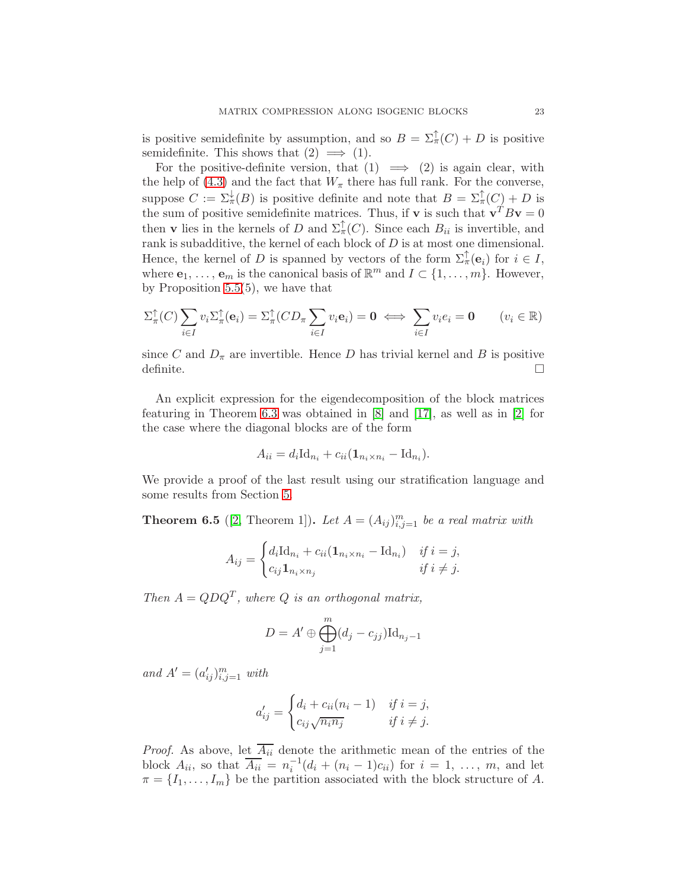is positive semidefinite by assumption, and so $B = \Sigma_\pi^\uparrow(C) + D$ is positive semidefinite. This shows that (2) $\implies$ (1).

For the positive-definite version, that (1) $\implies$ (2) is again clear, with the help of (4.3) and the fact that $W_\pi$ there has full rank. For the converse, suppose $C := \Sigma_\pi^\downarrow(B)$ is positive definite and note that $B = \Sigma_\pi^\uparrow(C) + D$ is the sum of positive semidefinite matrices. Thus, if $\mathbf{v}$ is such that $\mathbf{v}^T B \mathbf{v} = 0$ then $\mathbf{v}$ lies in the kernels of $D$ and $\Sigma_\pi^\uparrow(C)$. Since each $B_{ii}$ is invertible, and rank is subadditive, the kernel of each block of $D$ is at most one dimensional. Hence, the kernel of $D$ is spanned by vectors of the form $\Sigma_\pi^\uparrow(\mathbf{e}_i)$ for $i \in I$, where $\mathbf{e}_1, \ldots, \mathbf{e}_m$ is the canonical basis of $\mathbb{R}^m$ and $I \subset \{1, \ldots, m\}$. However, by Proposition 5.5(5), we have that

$$\Sigma_\pi^\uparrow(C) \sum_{i \in I} v_i \Sigma_\pi^\uparrow(\mathbf{e}_i) = \Sigma_\pi^\uparrow(C D_\pi \sum_{i \in I} v_i \mathbf{e}_i) = \mathbf{0} \iff \sum_{i \in I} v_i e_i = \mathbf{0} \qquad (v_i \in \mathbb{R})$$

since $C$ and $D_\pi$ are invertible. Hence $D$ has trivial kernel and $B$ is positive definite. $\square$

An explicit expression for the eigendecomposition of the block matrices featuring in Theorem 6.3 was obtained in [8] and [17], as well as in [2] for the case where the diagonal blocks are of the form

$$A_{ii} = d_i \mathrm{Id}_{n_i} + c_{ii}(\mathbf{1}_{n_i \times n_i} - \mathrm{Id}_{n_i}).$$

We provide a proof of the last result using our stratification language and some results from Section 5.

**Theorem 6.5** ([2, Theorem 1]). *Let $A = (A_{ij})_{i,j=1}^m$ be a real matrix with*

$$A_{ij} = \begin{cases} d_i \mathrm{Id}_{n_i} + c_{ii}(\mathbf{1}_{n_i \times n_i} - \mathrm{Id}_{n_i}) & \text{if } i = j, \\ c_{ij} \mathbf{1}_{n_i \times n_j} & \text{if } i \neq j. \end{cases}$$

*Then $A = QDQ^T$, where $Q$ is an orthogonal matrix,*

$$D = A' \oplus \bigoplus_{j=1}^m (d_j - c_{jj}) \mathrm{Id}_{n_j - 1}$$

*and $A' = (a'_{ij})_{i,j=1}^m$ with*

$$a'_{ij} = \begin{cases} d_i + c_{ii}(n_i - 1) & \text{if } i = j, \\ c_{ij}\sqrt{n_i n_j} & \text{if } i \neq j. \end{cases}$$

*Proof.* As above, let $\overline{A_{ii}}$ denote the arithmetic mean of the entries of the block $A_{ii}$, so that $\overline{A_{ii}} = n_i^{-1}(d_i + (n_i - 1)c_{ii})$ for $i = 1, \ldots, m$, and let $\pi = \{I_1, \ldots, I_m\}$ be the partition associated with the block structure of $A$.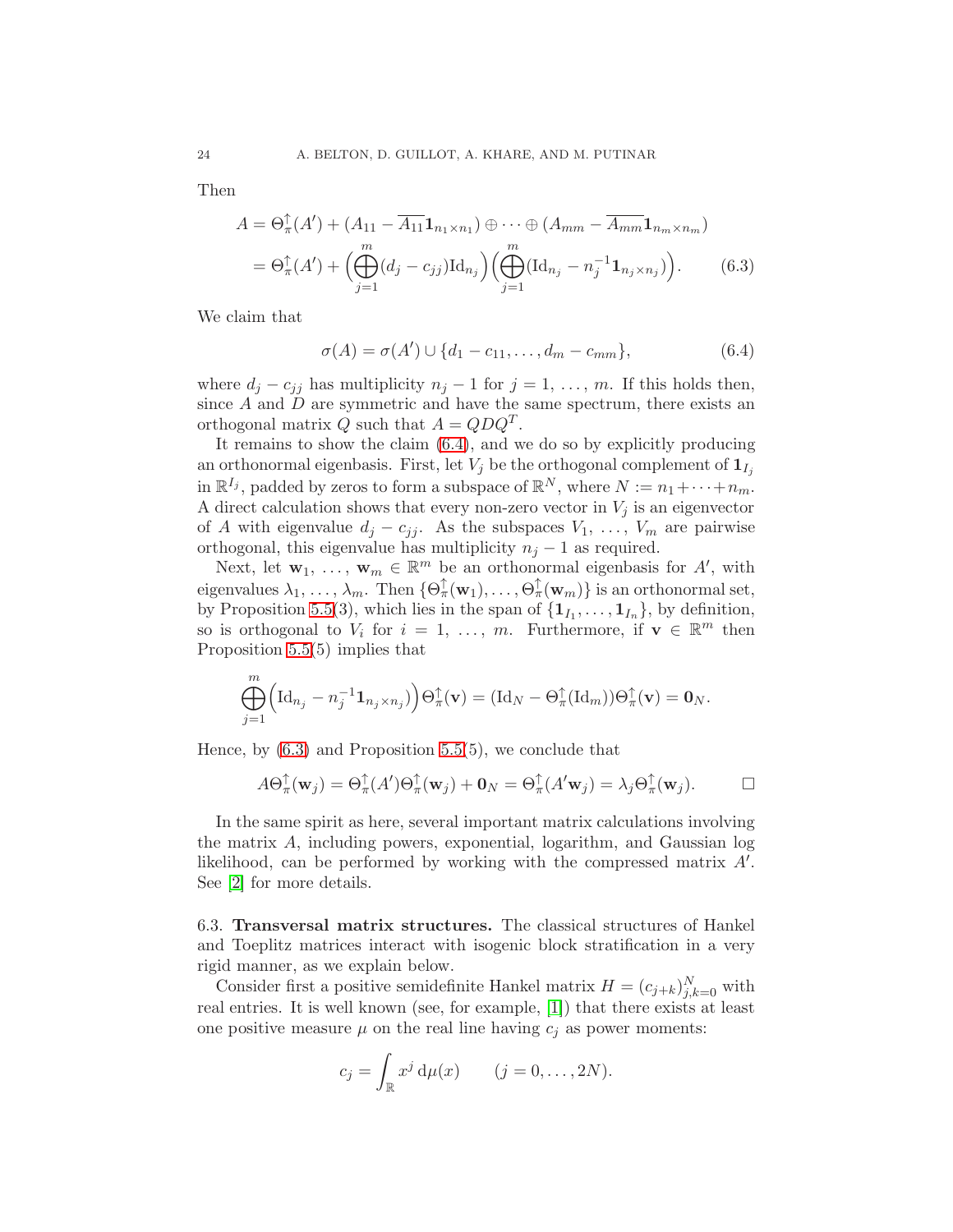Then

$$
\begin{aligned}
A &= \Theta_\pi^\uparrow(A') + (A_{11} - \overline{A_{11}}\mathbf{1}_{n_1\times n_1}) \oplus \cdots \oplus (A_{mm} - \overline{A_{mm}}\mathbf{1}_{n_m\times n_m}) \\
&= \Theta_\pi^\uparrow(A') + \Big(\bigoplus_{j=1}^m (d_j - c_{jj})\mathrm{Id}_{n_j}\Big)\Big(\bigoplus_{j=1}^m (\mathrm{Id}_{n_j} - n_j^{-1}\mathbf{1}_{n_j\times n_j})\Big).
\end{aligned} \tag{6.3}
$$

We claim that

$$
\sigma(A) = \sigma(A') \cup \{d_1 - c_{11}, \ldots, d_m - c_{mm}\}, \tag{6.4}
$$

where $d_j - c_{jj}$ has multiplicity $n_j - 1$ for $j = 1, \ldots, m$. If this holds then, since $A$ and $D$ are symmetric and have the same spectrum, there exists an orthogonal matrix $Q$ such that $A = QDQ^T$.

It remains to show the claim (6.4), and we do so by explicitly producing an orthonormal eigenbasis. First, let $V_j$ be the orthogonal complement of $\mathbf{1}_{I_j}$ in $\mathbb{R}^{I_j}$, padded by zeros to form a subspace of $\mathbb{R}^N$, where $N := n_1 + \cdots + n_m$. A direct calculation shows that every non-zero vector in $V_j$ is an eigenvector of $A$ with eigenvalue $d_j - c_{jj}$. As the subspaces $V_1, \ldots, V_m$ are pairwise orthogonal, this eigenvalue has multiplicity $n_j - 1$ as required.

Next, let $\mathbf{w}_1, \ldots, \mathbf{w}_m \in \mathbb{R}^m$ be an orthonormal eigenbasis for $A'$, with eigenvalues $\lambda_1, \ldots, \lambda_m$. Then $\{\Theta_\pi^\uparrow(\mathbf{w}_1), \ldots, \Theta_\pi^\uparrow(\mathbf{w}_m)\}$ is an orthonormal set, by Proposition 5.5(3), which lies in the span of $\{\mathbf{1}_{I_1}, \ldots, \mathbf{1}_{I_n}\}$, by definition, so is orthogonal to $V_i$ for $i = 1, \ldots, m$. Furthermore, if $\mathbf{v} \in \mathbb{R}^m$ then Proposition 5.5(5) implies that

$$
\bigoplus_{j=1}^m \Big(\mathrm{Id}_{n_j} - n_j^{-1}\mathbf{1}_{n_j\times n_j}\Big)\Theta_\pi^\uparrow(\mathbf{v}) = (\mathrm{Id}_N - \Theta_\pi^\uparrow(\mathrm{Id}_m))\Theta_\pi^\uparrow(\mathbf{v}) = \mathbf{0}_N.
$$

Hence, by (6.3) and Proposition 5.5(5), we conclude that

$$
A\Theta_\pi^\uparrow(\mathbf{w}_j) = \Theta_\pi^\uparrow(A')\Theta_\pi^\uparrow(\mathbf{w}_j) + \mathbf{0}_N = \Theta_\pi^\uparrow(A'\mathbf{w}_j) = \lambda_j \Theta_\pi^\uparrow(\mathbf{w}_j). \qquad \square
$$

In the same spirit as here, several important matrix calculations involving the matrix $A$, including powers, exponential, logarithm, and Gaussian log likelihood, can be performed by working with the compressed matrix $A'$. See [2] for more details.

### 6.3. **Transversal matrix structures.**

The classical structures of Hankel and Toeplitz matrices interact with isogenic block stratification in a very rigid manner, as we explain below.

Consider first a positive semidefinite Hankel matrix $H = (c_{j+k})_{j,k=0}^N$ with real entries. It is well known (see, for example, [1]) that there exists at least one positive measure $\mu$ on the real line having $c_j$ as power moments:

$$
c_j = \int_{\mathbb{R}} x^j \, \mathrm{d}\mu(x) \qquad (j = 0, \ldots, 2N).
$$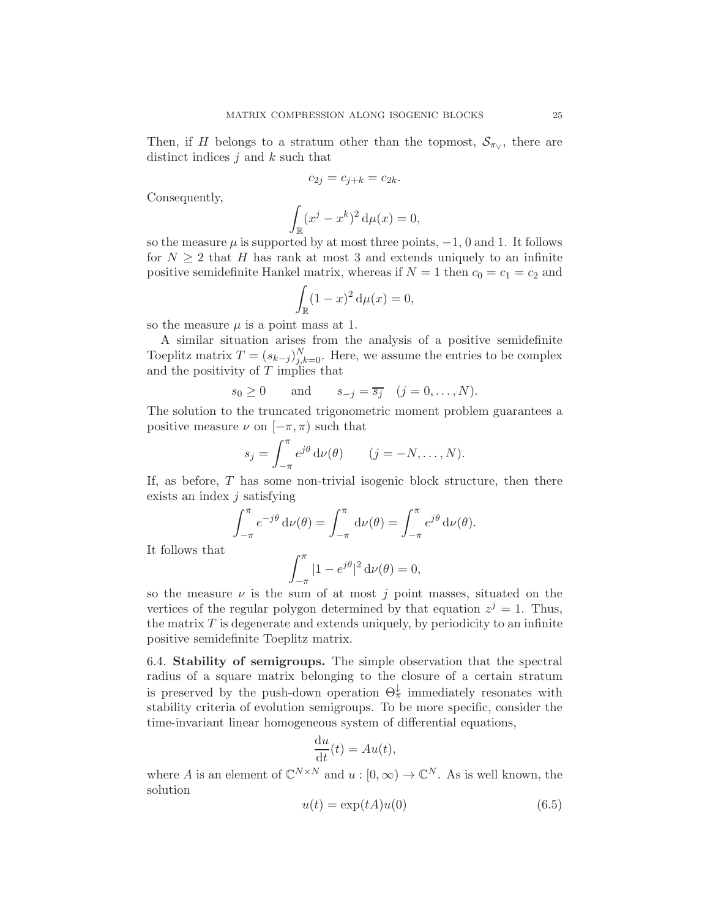Then, if $H$ belongs to a stratum other than the topmost, $\mathcal{S}_{\pi_\vee}$, there are distinct indices $j$ and $k$ such that

$$c_{2j} = c_{j+k} = c_{2k}.$$

Consequently,

$$\int_{\mathbb{R}} (x^j - x^k)^2 \, \mathrm{d}\mu(x) = 0,$$

so the measure $\mu$ is supported by at most three points, $-1$, $0$ and $1$. It follows for $N \geq 2$ that $H$ has rank at most 3 and extends uniquely to an infinite positive semidefinite Hankel matrix, whereas if $N = 1$ then $c_0 = c_1 = c_2$ and

$$\int_{\mathbb{R}} (1 - x)^2 \, \mathrm{d}\mu(x) = 0,$$

so the measure $\mu$ is a point mass at 1.

A similar situation arises from the analysis of a positive semidefinite Toeplitz matrix $T = (s_{k-j})_{j,k=0}^N$. Here, we assume the entries to be complex and the positivity of $T$ implies that

$$s_0 \geq 0 \qquad \text{and} \qquad s_{-j} = \overline{s_j} \quad (j = 0, \ldots, N).$$

The solution to the truncated trigonometric moment problem guarantees a positive measure $\nu$ on $[-\pi, \pi)$ such that

$$s_j = \int_{-\pi}^{\pi} e^{j\theta} \, \mathrm{d}\nu(\theta) \qquad (j = -N, \ldots, N).$$

If, as before, $T$ has some non-trivial isogenic block structure, then there exists an index $j$ satisfying

$$\int_{-\pi}^{\pi} e^{-j\theta} \, \mathrm{d}\nu(\theta) = \int_{-\pi}^{\pi} \mathrm{d}\nu(\theta) = \int_{-\pi}^{\pi} e^{j\theta} \, \mathrm{d}\nu(\theta).$$

It follows that

$$\int_{-\pi}^{\pi} |1 - e^{j\theta}|^2 \, \mathrm{d}\nu(\theta) = 0,$$

so the measure $\nu$ is the sum of at most $j$ point masses, situated on the vertices of the regular polygon determined by that equation $z^j = 1$. Thus, the matrix $T$ is degenerate and extends uniquely, by periodicity to an infinite positive semidefinite Toeplitz matrix.

6.4. **Stability of semigroups.** The simple observation that the spectral radius of a square matrix belonging to the closure of a certain stratum is preserved by the push-down operation $\Theta_\pi^\downarrow$ immediately resonates with stability criteria of evolution semigroups. To be more specific, consider the time-invariant linear homogeneous system of differential equations,

$$\frac{\mathrm{d}u}{\mathrm{d}t}(t) = Au(t),$$

where $A$ is an element of $\mathbb{C}^{N \times N}$ and $u : [0, \infty) \to \mathbb{C}^N$. As is well known, the solution

$$u(t) = \exp(tA)u(0) \tag{6.5}$$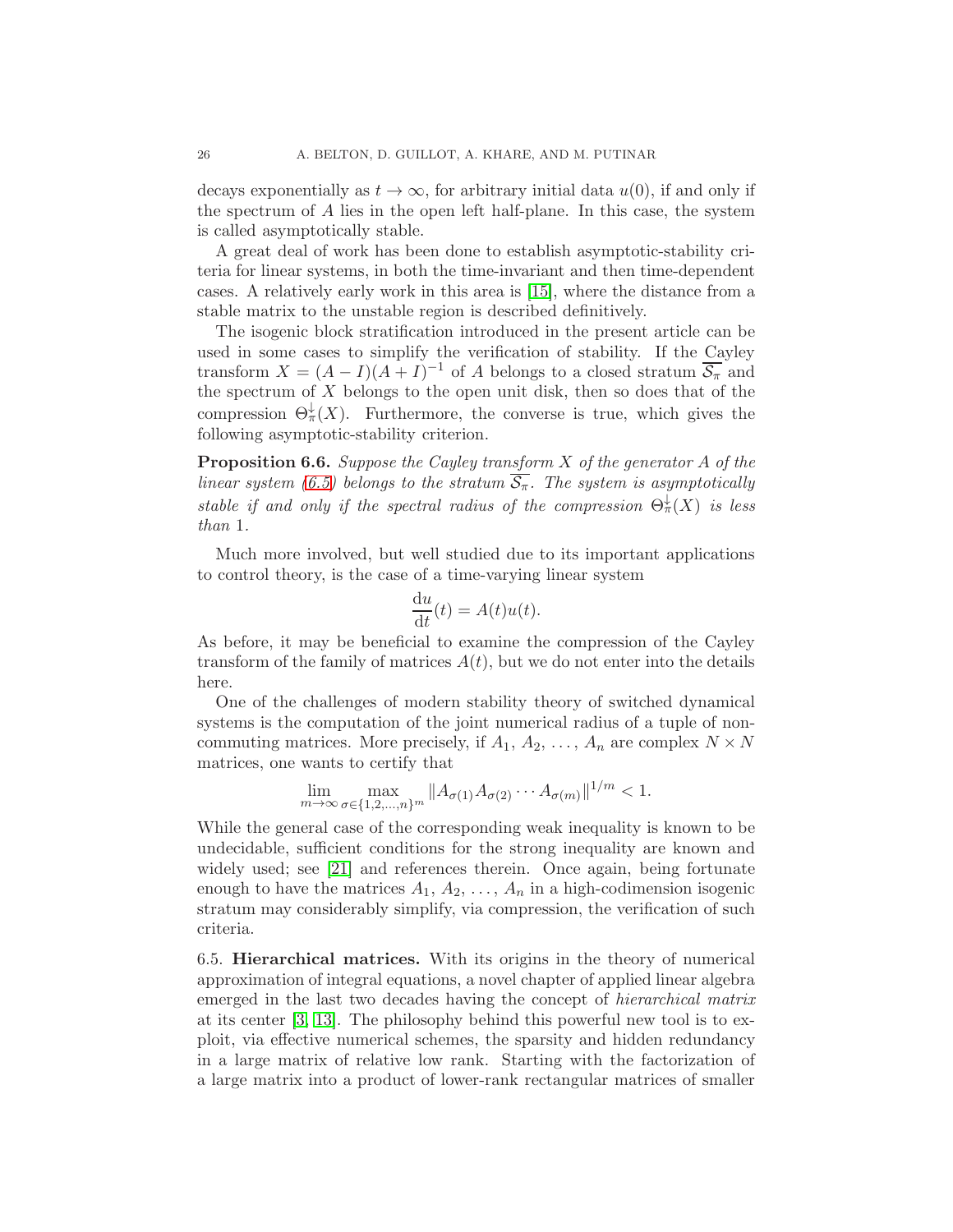decays exponentially as $t \to \infty$, for arbitrary initial data $u(0)$, if and only if the spectrum of $A$ lies in the open left half-plane. In this case, the system is called asymptotically stable.

A great deal of work has been done to establish asymptotic-stability criteria for linear systems, in both the time-invariant and then time-dependent cases. A relatively early work in this area is [15], where the distance from a stable matrix to the unstable region is described definitively.

The isogenic block stratification introduced in the present article can be used in some cases to simplify the verification of stability. If the Cayley transform $X = (A - I)(A + I)^{-1}$ of $A$ belongs to a closed stratum $\overline{\mathcal{S}_\pi}$ and the spectrum of $X$ belongs to the open unit disk, then so does that of the compression $\Theta_\pi^\downarrow(X)$. Furthermore, the converse is true, which gives the following asymptotic-stability criterion.

**Proposition 6.6.** *Suppose the Cayley transform $X$ of the generator $A$ of the linear system (6.5) belongs to the stratum $\overline{\mathcal{S}_\pi}$. The system is asymptotically stable if and only if the spectral radius of the compression $\Theta_\pi^\downarrow(X)$ is less than* 1.

Much more involved, but well studied due to its important applications to control theory, is the case of a time-varying linear system

$$\frac{\mathrm{d}u}{\mathrm{d}t}(t) = A(t)u(t).$$

As before, it may be beneficial to examine the compression of the Cayley transform of the family of matrices $A(t)$, but we do not enter into the details here.

One of the challenges of modern stability theory of switched dynamical systems is the computation of the joint numerical radius of a tuple of non-commuting matrices. More precisely, if $A_1, A_2, \ldots, A_n$ are complex $N \times N$ matrices, one wants to certify that

$$\lim_{m\to\infty} \max_{\sigma \in \{1,2,\ldots,n\}^m} \|A_{\sigma(1)} A_{\sigma(2)} \cdots A_{\sigma(m)}\|^{1/m} < 1.$$

While the general case of the corresponding weak inequality is known to be undecidable, sufficient conditions for the strong inequality are known and widely used; see [21] and references therein. Once again, being fortunate enough to have the matrices $A_1, A_2, \ldots, A_n$ in a high-codimension isogenic stratum may considerably simplify, via compression, the verification of such criteria.

6.5. **Hierarchical matrices.** With its origins in the theory of numerical approximation of integral equations, a novel chapter of applied linear algebra emerged in the last two decades having the concept of *hierarchical matrix* at its center [3, 13]. The philosophy behind this powerful new tool is to exploit, via effective numerical schemes, the sparsity and hidden redundancy in a large matrix of relative low rank. Starting with the factorization of a large matrix into a product of lower-rank rectangular matrices of smaller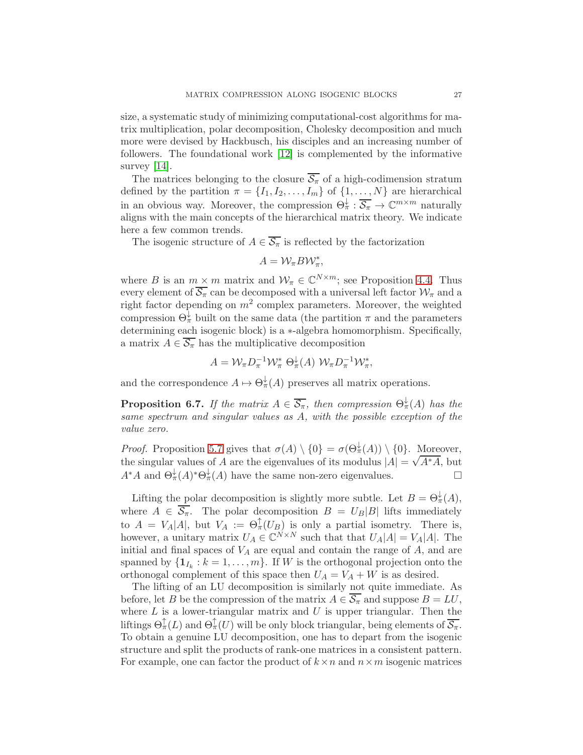size, a systematic study of minimizing computational-cost algorithms for matrix multiplication, polar decomposition, Cholesky decomposition and much more were devised by Hackbusch, his disciples and an increasing number of followers. The foundational work [12] is complemented by the informative survey [14].

The matrices belonging to the closure $\overline{\mathcal{S}_\pi}$ of a high-codimension stratum defined by the partition $\pi = \{I_1, I_2, \ldots, I_m\}$ of $\{1, \ldots, N\}$ are hierarchical in an obvious way. Moreover, the compression $\Theta_\pi^\downarrow : \overline{\mathcal{S}_\pi} \to \mathbb{C}^{m\times m}$ naturally aligns with the main concepts of the hierarchical matrix theory. We indicate here a few common trends.

The isogenic structure of $A \in \overline{\mathcal{S}_\pi}$ is reflected by the factorization

$$A = \mathcal{W}_\pi B \mathcal{W}_\pi^*,$$

where $B$ is an $m \times m$ matrix and $\mathcal{W}_\pi \in \mathbb{C}^{N\times m}$; see Proposition 4.4. Thus every element of $\overline{\mathcal{S}_\pi}$ can be decomposed with a universal left factor $\mathcal{W}_\pi$ and a right factor depending on $m^2$ complex parameters. Moreover, the weighted compression $\Theta_\pi^\downarrow$ built on the same data (the partition $\pi$ and the parameters determining each isogenic block) is a $*$-algebra homomorphism. Specifically, a matrix $A \in \overline{\mathcal{S}_\pi}$ has the multiplicative decomposition

$$A = \mathcal{W}_\pi D_\pi^{-1} \mathcal{W}_\pi^* \; \Theta_\pi^\downarrow(A) \; \mathcal{W}_\pi D_\pi^{-1} \mathcal{W}_\pi^*,$$

and the correspondence $A \mapsto \Theta_\pi^\downarrow(A)$ preserves all matrix operations.

**Proposition 6.7.** *If the matrix $A \in \overline{\mathcal{S}_\pi}$, then compression $\Theta_\pi^\downarrow(A)$ has the same spectrum and singular values as $A$, with the possible exception of the value zero.*

*Proof.* Proposition 5.7 gives that $\sigma(A) \setminus \{0\} = \sigma(\Theta_\pi^\downarrow(A)) \setminus \{0\}$. Moreover, the singular values of $A$ are the eigenvalues of its modulus $|A| = \sqrt{A^*A}$, but $A^*A$ and $\Theta_\pi^\downarrow(A)^*\Theta_\pi^\downarrow(A)$ have the same non-zero eigenvalues. □

Lifting the polar decomposition is slightly more subtle. Let $B = \Theta_\pi^\downarrow(A)$, where $A \in \overline{\mathcal{S}_\pi}$. The polar decomposition $B = U_B|B|$ lifts immediately to $A = V_A|A|$, but $V_A := \Theta_\pi^\uparrow(U_B)$ is only a partial isometry. There is, however, a unitary matrix $U_A \in \mathbb{C}^{N\times N}$ such that that $U_A|A| = V_A|A|$. The initial and final spaces of $V_A$ are equal and contain the range of $A$, and are spanned by $\{\mathbf{1}_{I_k} : k = 1, \ldots, m\}$. If $W$ is the orthogonal projection onto the orthonogal complement of this space then $U_A = V_A + W$ is as desired.

The lifting of an LU decomposition is similarly not quite immediate. As before, let $B$ be the compression of the matrix $A \in \overline{\mathcal{S}_\pi}$ and suppose $B = LU$, where $L$ is a lower-triangular matrix and $U$ is upper triangular. Then the liftings $\Theta_\pi^\uparrow(L)$ and $\Theta_\pi^\uparrow(U)$ will be only block triangular, being elements of $\overline{\mathcal{S}_\pi}$. To obtain a genuine LU decomposition, one has to depart from the isogenic structure and split the products of rank-one matrices in a consistent pattern. For example, one can factor the product of $k \times n$ and $n \times m$ isogenic matrices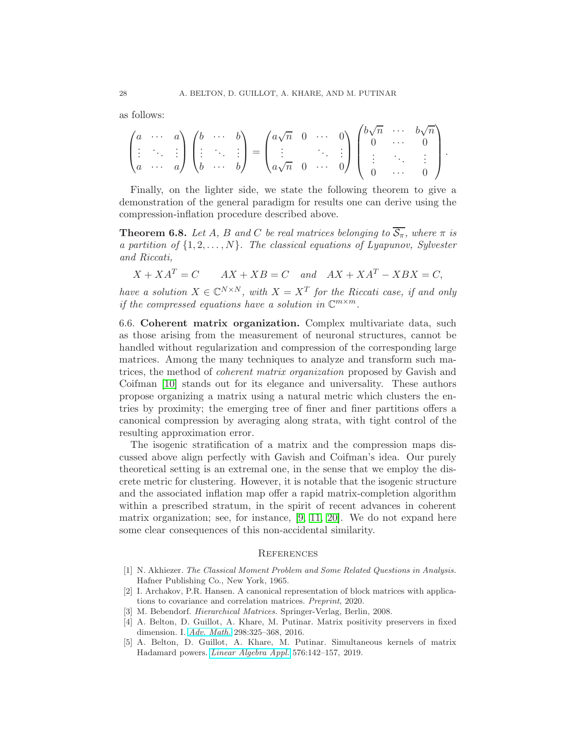as follows:

$$
\begin{pmatrix} a & \cdots & a \\ \vdots & \ddots & \vdots \\ a & \cdots & a \end{pmatrix} \begin{pmatrix} b & \cdots & b \\ \vdots & \ddots & \vdots \\ b & \cdots & b \end{pmatrix} = \begin{pmatrix} a\sqrt{n} & 0 & \cdots & 0 \\ \vdots & & \ddots & \vdots \\ a\sqrt{n} & 0 & \cdots & 0 \end{pmatrix} \begin{pmatrix} b\sqrt{n} & \cdots & b\sqrt{n} \\ 0 & \cdots & 0 \\ \vdots & \ddots & \vdots \\ 0 & \cdots & 0 \end{pmatrix}.
$$

Finally, on the lighter side, we state the following theorem to give a demonstration of the general paradigm for results one can derive using the compression-inflation procedure described above.

**Theorem 6.8.** *Let $A$, $B$ and $C$ be real matrices belonging to $\overline{\mathcal{S}_\pi}$, where $\pi$ is a partition of $\{1, 2, \ldots, N\}$. The classical equations of Lyapunov, Sylvester and Riccati,*

$$
X + XA^T = C \qquad AX + XB = C \quad \text{and} \quad AX + XA^T - XBX = C,
$$

*have a solution $X \in \mathbb{C}^{N \times N}$, with $X = X^T$ for the Riccati case, if and only if the compressed equations have a solution in $\mathbb{C}^{m \times m}$.*

6.6. **Coherent matrix organization.** Complex multivariate data, such as those arising from the measurement of neuronal structures, cannot be handled without regularization and compression of the corresponding large matrices. Among the many techniques to analyze and transform such matrices, the method of *coherent matrix organization* proposed by Gavish and Coifman [10] stands out for its elegance and universality. These authors propose organizing a matrix using a natural metric which clusters the entries by proximity; the emerging tree of finer and finer partitions offers a canonical compression by averaging along strata, with tight control of the resulting approximation error.

The isogenic stratification of a matrix and the compression maps discussed above align perfectly with Gavish and Coifman's idea. Our purely theoretical setting is an extremal one, in the sense that we employ the discrete metric for clustering. However, it is notable that the isogenic structure and the associated inflation map offer a rapid matrix-completion algorithm within a prescribed stratum, in the spirit of recent advances in coherent matrix organization; see, for instance, [9, 11, 20]. We do not expand here some clear consequences of this non-accidental similarity.

## References

[1] N. Akhiezer. *The Classical Moment Problem and Some Related Questions in Analysis.* Hafner Publishing Co., New York, 1965.

[2] I. Archakov, P.R. Hansen. A canonical representation of block matrices with applications to covariance and correlation matrices. *Preprint*, 2020.

[3] M. Bebendorf. *Hierarchical Matrices.* Springer-Verlag, Berlin, 2008.

[4] A. Belton, D. Guillot, A. Khare, M. Putinar. Matrix positivity preservers in fixed dimension. I. *Adv. Math.* 298:325–368, 2016.

[5] A. Belton, D. Guillot, A. Khare, M. Putinar. Simultaneous kernels of matrix Hadamard powers. *Linear Algebra Appl.* 576:142–157, 2019.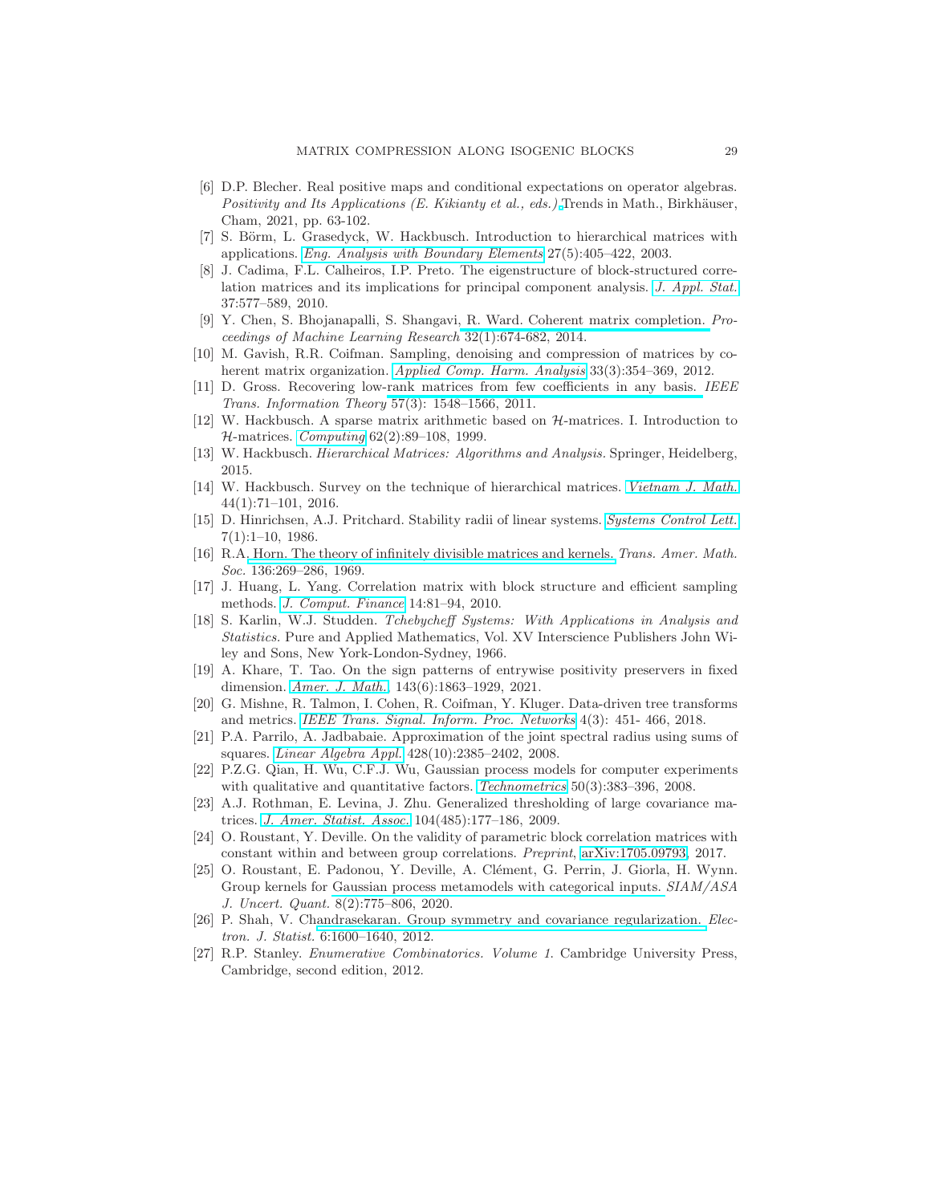[6] D.P. Blecher. Real positive maps and conditional expectations on operator algebras. *Positivity and Its Applications (E. Kikianty et al., eds.)* Trends in Math., Birkhäuser, Cham, 2021, pp. 63-102.

[7] S. Börm, L. Grasedyck, W. Hackbusch. Introduction to hierarchical matrices with applications. *Eng. Analysis with Boundary Elements* 27(5):405–422, 2003.

[8] J. Cadima, F.L. Calheiros, I.P. Preto. The eigenstructure of block-structured correlation matrices and its implications for principal component analysis. *J. Appl. Stat.* 37:577–589, 2010.

[9] Y. Chen, S. Bhojanapalli, S. Shangavi, R. Ward. Coherent matrix completion. *Proceedings of Machine Learning Research* 32(1):674-682, 2014.

[10] M. Gavish, R.R. Coifman. Sampling, denoising and compression of matrices by coherent matrix organization. *Applied Comp. Harm. Analysis* 33(3):354–369, 2012.

[11] D. Gross. Recovering low-rank matrices from few coefficients in any basis. *IEEE Trans. Information Theory* 57(3): 1548–1566, 2011.

[12] W. Hackbusch. A sparse matrix arithmetic based on $\mathcal{H}$-matrices. I. Introduction to $\mathcal{H}$-matrices. *Computing* 62(2):89–108, 1999.

[13] W. Hackbusch. *Hierarchical Matrices: Algorithms and Analysis.* Springer, Heidelberg, 2015.

[14] W. Hackbusch. Survey on the technique of hierarchical matrices. *Vietnam J. Math.* 44(1):71–101, 2016.

[15] D. Hinrichsen, A.J. Pritchard. Stability radii of linear systems. *Systems Control Lett.* 7(1):1–10, 1986.

[16] R.A. Horn. The theory of infinitely divisible matrices and kernels. *Trans. Amer. Math. Soc.* 136:269–286, 1969.

[17] J. Huang, L. Yang. Correlation matrix with block structure and efficient sampling methods. *J. Comput. Finance* 14:81–94, 2010.

[18] S. Karlin, W.J. Studden. *Tchebycheff Systems: With Applications in Analysis and Statistics.* Pure and Applied Mathematics, Vol. XV Interscience Publishers John Wiley and Sons, New York-London-Sydney, 1966.

[19] A. Khare, T. Tao. On the sign patterns of entrywise positivity preservers in fixed dimension. *Amer. J. Math.* 143(6):1863–1929, 2021.

[20] G. Mishne, R. Talmon, I. Cohen, R. Coifman, Y. Kluger. Data-driven tree transforms and metrics. *IEEE Trans. Signal. Inform. Proc. Networks* 4(3): 451- 466, 2018.

[21] P.A. Parrilo, A. Jadbabaie. Approximation of the joint spectral radius using sums of squares. *Linear Algebra Appl.* 428(10):2385–2402, 2008.

[22] P.Z.G. Qian, H. Wu, C.F.J. Wu, Gaussian process models for computer experiments with qualitative and quantitative factors. *Technometrics* 50(3):383–396, 2008.

[23] A.J. Rothman, E. Levina, J. Zhu. Generalized thresholding of large covariance matrices. *J. Amer. Statist. Assoc.* 104(485):177–186, 2009.

[24] O. Roustant, Y. Deville. On the validity of parametric block correlation matrices with constant within and between group correlations. *Preprint*, arXiv:1705.09793, 2017.

[25] O. Roustant, E. Padonou, Y. Deville, A. Clément, G. Perrin, J. Giorla, H. Wynn. Group kernels for Gaussian process metamodels with categorical inputs. *SIAM/ASA J. Uncert. Quant.* 8(2):775–806, 2020.

[26] P. Shah, V. Chandrasekaran. Group symmetry and covariance regularization. *Electron. J. Statist.* 6:1600–1640, 2012.

[27] R.P. Stanley. *Enumerative Combinatorics. Volume 1.* Cambridge University Press, Cambridge, second edition, 2012.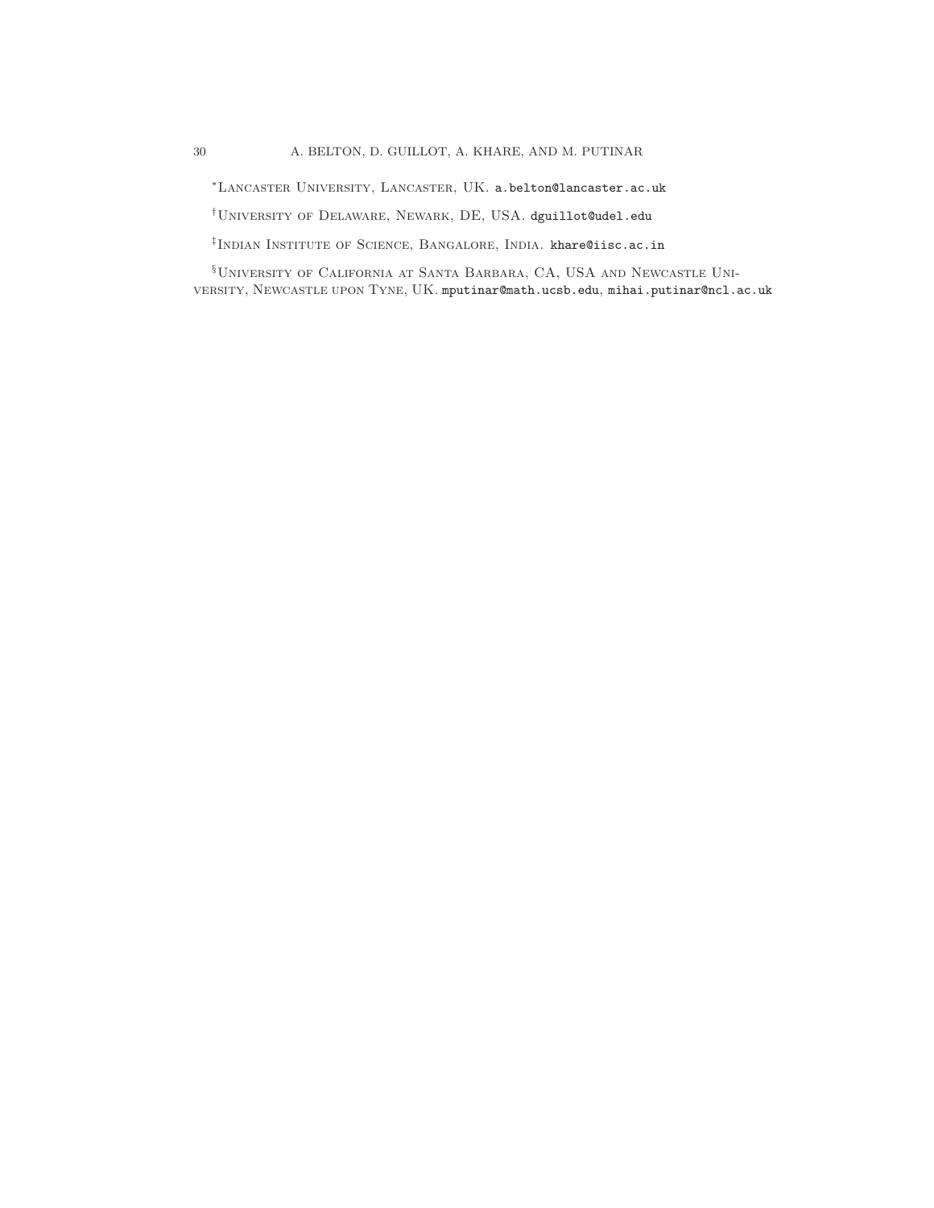[*]Lancaster University, Lancaster, UK. a.belton@lancaster.ac.uk

[†]University of Delaware, Newark, DE, USA. dguillot@udel.edu

[‡]Indian Institute of Science, Bangalore, India. khare@iisc.ac.in

[§]University of California at Santa Barbara, CA, USA and Newcastle University, Newcastle upon Tyne, UK. mputinar@math.ucsb.edu, mihai.putinar@ncl.ac.uk